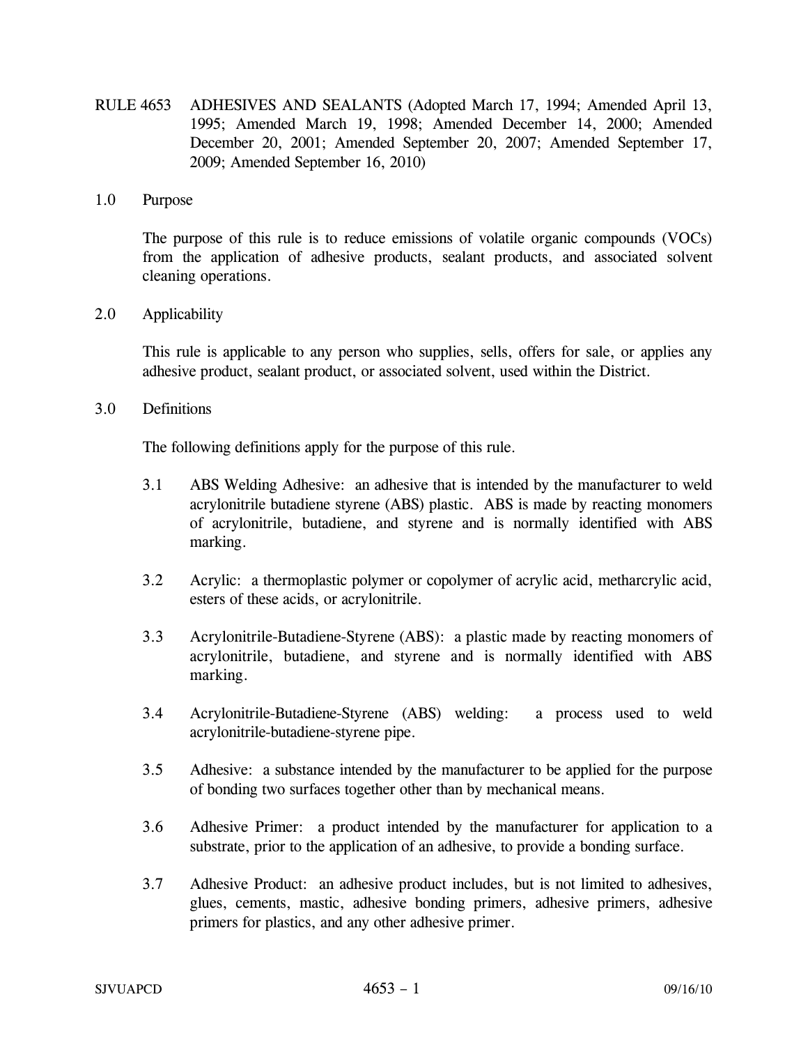# RULE 4653 ADHESIVES AND SEALANTS (Adopted March 17, 1994; Amended April 13, 1995; Amended March 19, 1998; Amended December 14, 2000; Amended December 20, 2001; Amended September 20, 2007; Amended September 17, 2009; Amended September 16, 2010)

## 1.0 Purpose

The purpose of this rule is to reduce emissions of volatile organic compounds (VOCs) from the application of adhesive products, sealant products, and associated solvent cleaning operations.

## 2.0 Applicability

This rule is applicable to any person who supplies, sells, offers for sale, or applies any adhesive product, sealant product, or associated solvent, used within the District.

## 3.0 Definitions

The following definitions apply for the purpose of this rule.

3.1 ABS Welding Adhesive: an adhesive that is intended by the manufacturer to weld acrylonitrile butadiene styrene (ABS) plastic. ABS is made by reacting monomers of acrylonitrile, butadiene, and styrene and is normally identified with ABS marking.

3.2 Acrylic: a thermoplastic polymer or copolymer of acrylic acid, metharcrylic acid, esters of these acids, or acrylonitrile.

3.3 Acrylonitrile-Butadiene-Styrene (ABS): a plastic made by reacting monomers of acrylonitrile, butadiene, and styrene and is normally identified with ABS marking.

3.4 Acrylonitrile-Butadiene-Styrene (ABS) welding: a process used to weld acrylonitrile-butadiene-styrene pipe.

3.5 Adhesive: a substance intended by the manufacturer to be applied for the purpose of bonding two surfaces together other than by mechanical means.

3.6 Adhesive Primer: a product intended by the manufacturer for application to a substrate, prior to the application of an adhesive, to provide a bonding surface.

3.7 Adhesive Product: an adhesive product includes, but is not limited to adhesives, glues, cements, mastic, adhesive bonding primers, adhesive primers, adhesive primers for plastics, and any other adhesive primer.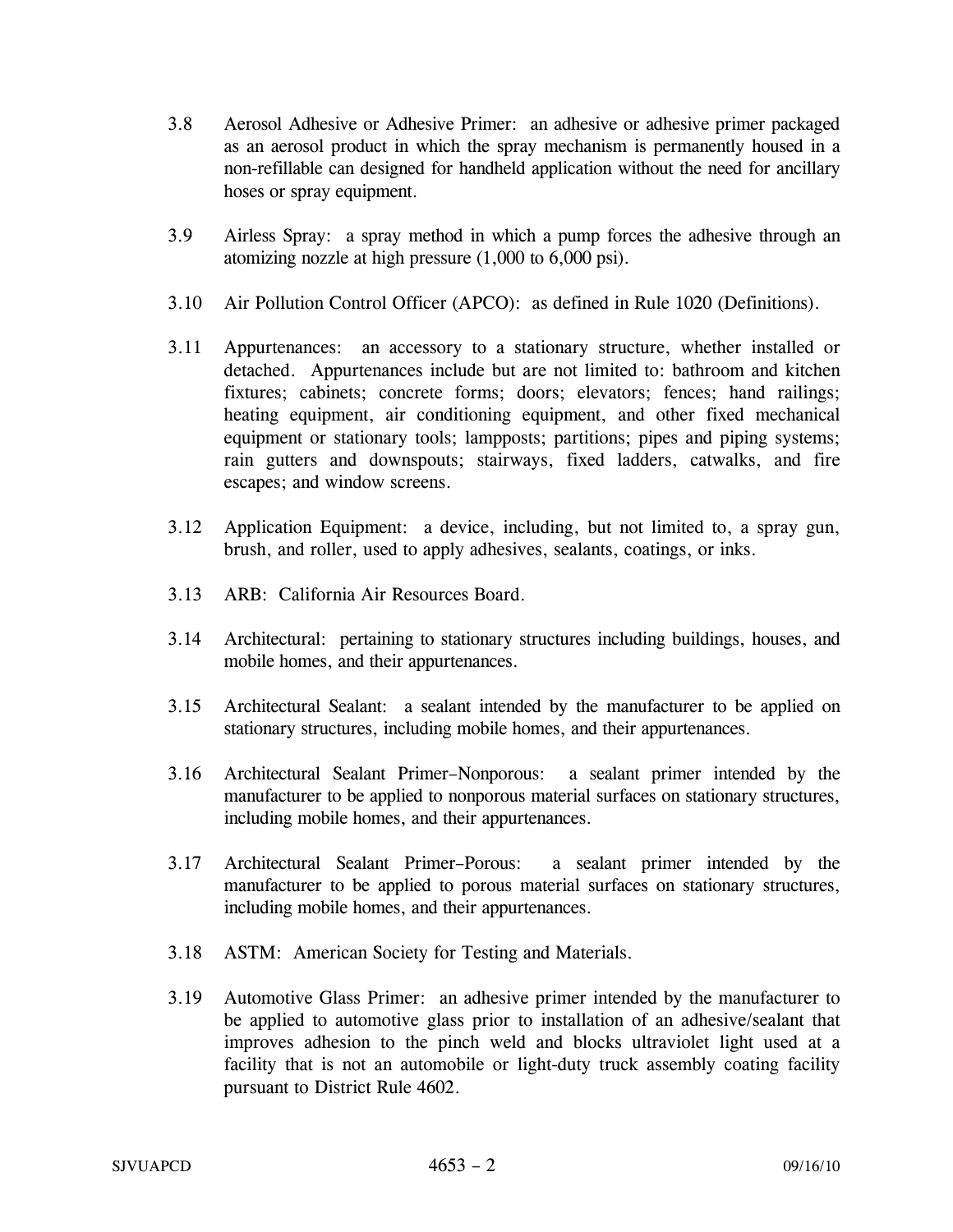3.8 Aerosol Adhesive or Adhesive Primer: an adhesive or adhesive primer packaged as an aerosol product in which the spray mechanism is permanently housed in a non-refillable can designed for handheld application without the need for ancillary hoses or spray equipment.

3.9 Airless Spray: a spray method in which a pump forces the adhesive through an atomizing nozzle at high pressure (1,000 to 6,000 psi).

3.10 Air Pollution Control Officer (APCO): as defined in Rule 1020 (Definitions).

3.11 Appurtenances: an accessory to a stationary structure, whether installed or detached. Appurtenances include but are not limited to: bathroom and kitchen fixtures; cabinets; concrete forms; doors; elevators; fences; hand railings; heating equipment, air conditioning equipment, and other fixed mechanical equipment or stationary tools; lampposts; partitions; pipes and piping systems; rain gutters and downspouts; stairways, fixed ladders, catwalks, and fire escapes; and window screens.

3.12 Application Equipment: a device, including, but not limited to, a spray gun, brush, and roller, used to apply adhesives, sealants, coatings, or inks.

3.13 ARB: California Air Resources Board.

3.14 Architectural: pertaining to stationary structures including buildings, houses, and mobile homes, and their appurtenances.

3.15 Architectural Sealant: a sealant intended by the manufacturer to be applied on stationary structures, including mobile homes, and their appurtenances.

3.16 Architectural Sealant Primer–Nonporous: a sealant primer intended by the manufacturer to be applied to nonporous material surfaces on stationary structures, including mobile homes, and their appurtenances.

3.17 Architectural Sealant Primer–Porous: a sealant primer intended by the manufacturer to be applied to porous material surfaces on stationary structures, including mobile homes, and their appurtenances.

3.18 ASTM: American Society for Testing and Materials.

3.19 Automotive Glass Primer: an adhesive primer intended by the manufacturer to be applied to automotive glass prior to installation of an adhesive/sealant that improves adhesion to the pinch weld and blocks ultraviolet light used at a facility that is not an automobile or light-duty truck assembly coating facility pursuant to District Rule 4602.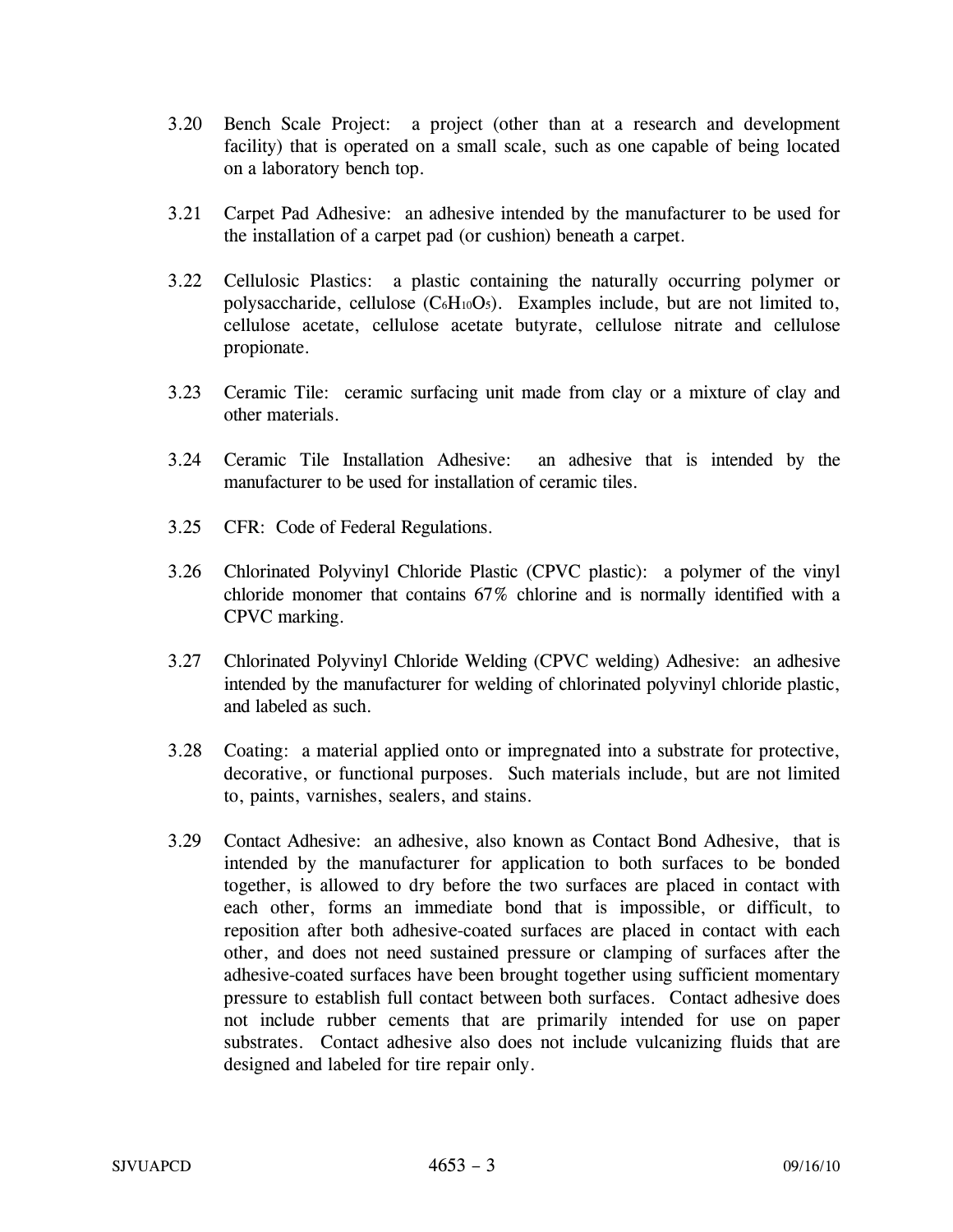3.20 Bench Scale Project: a project (other than at a research and development facility) that is operated on a small scale, such as one capable of being located on a laboratory bench top.

3.21 Carpet Pad Adhesive: an adhesive intended by the manufacturer to be used for the installation of a carpet pad (or cushion) beneath a carpet.

3.22 Cellulosic Plastics: a plastic containing the naturally occurring polymer or polysaccharide, cellulose ($C_6H_{10}O_5$). Examples include, but are not limited to, cellulose acetate, cellulose acetate butyrate, cellulose nitrate and cellulose propionate.

3.23 Ceramic Tile: ceramic surfacing unit made from clay or a mixture of clay and other materials.

3.24 Ceramic Tile Installation Adhesive: an adhesive that is intended by the manufacturer to be used for installation of ceramic tiles.

3.25 CFR: Code of Federal Regulations.

3.26 Chlorinated Polyvinyl Chloride Plastic (CPVC plastic): a polymer of the vinyl chloride monomer that contains 67% chlorine and is normally identified with a CPVC marking.

3.27 Chlorinated Polyvinyl Chloride Welding (CPVC welding) Adhesive: an adhesive intended by the manufacturer for welding of chlorinated polyvinyl chloride plastic, and labeled as such.

3.28 Coating: a material applied onto or impregnated into a substrate for protective, decorative, or functional purposes. Such materials include, but are not limited to, paints, varnishes, sealers, and stains.

3.29 Contact Adhesive: an adhesive, also known as Contact Bond Adhesive, that is intended by the manufacturer for application to both surfaces to be bonded together, is allowed to dry before the two surfaces are placed in contact with each other, forms an immediate bond that is impossible, or difficult, to reposition after both adhesive-coated surfaces are placed in contact with each other, and does not need sustained pressure or clamping of surfaces after the adhesive-coated surfaces have been brought together using sufficient momentary pressure to establish full contact between both surfaces. Contact adhesive does not include rubber cements that are primarily intended for use on paper substrates. Contact adhesive also does not include vulcanizing fluids that are designed and labeled for tire repair only.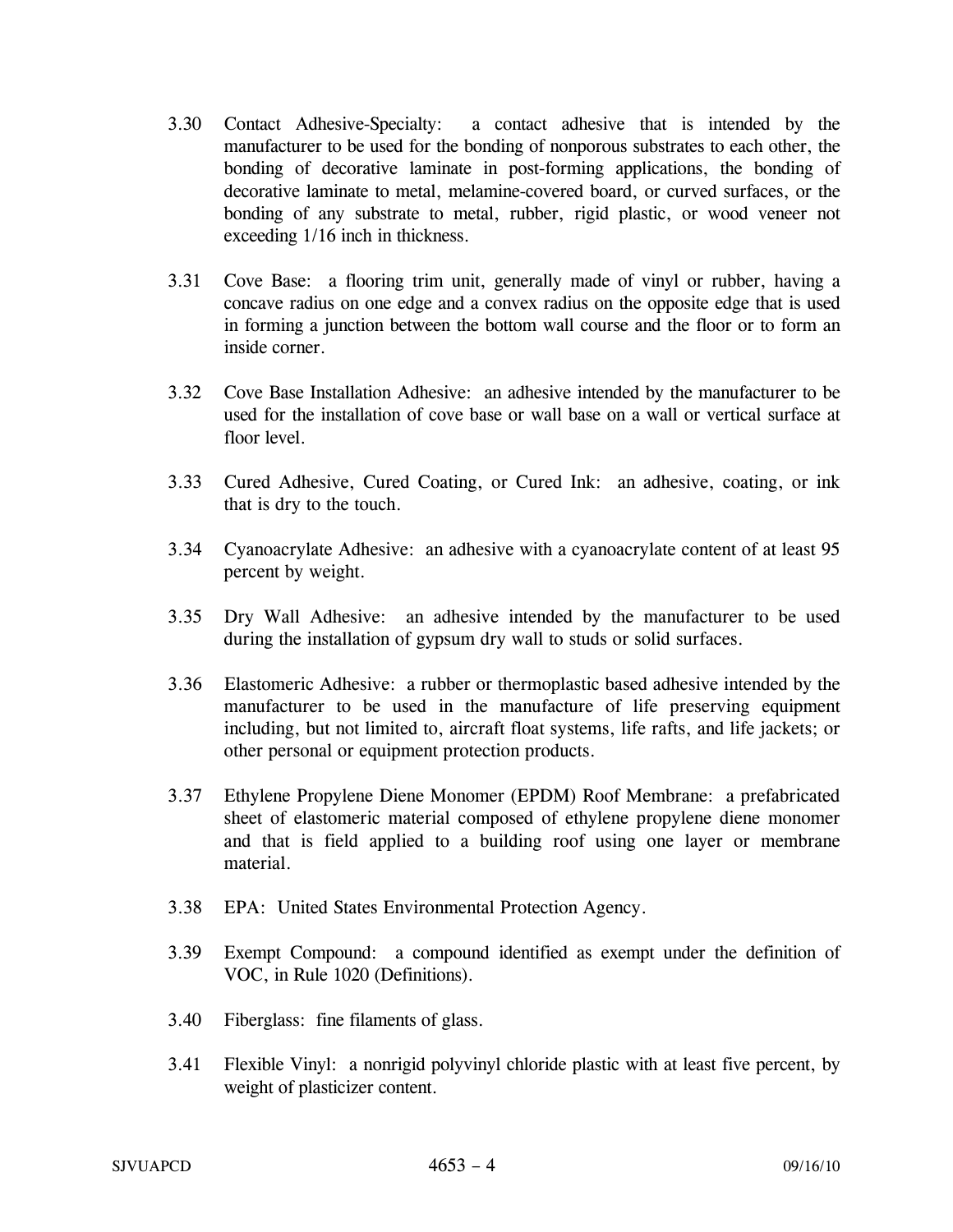3.30 Contact Adhesive-Specialty: a contact adhesive that is intended by the manufacturer to be used for the bonding of nonporous substrates to each other, the bonding of decorative laminate in post-forming applications, the bonding of decorative laminate to metal, melamine-covered board, or curved surfaces, or the bonding of any substrate to metal, rubber, rigid plastic, or wood veneer not exceeding 1/16 inch in thickness.

3.31 Cove Base: a flooring trim unit, generally made of vinyl or rubber, having a concave radius on one edge and a convex radius on the opposite edge that is used in forming a junction between the bottom wall course and the floor or to form an inside corner.

3.32 Cove Base Installation Adhesive: an adhesive intended by the manufacturer to be used for the installation of cove base or wall base on a wall or vertical surface at floor level.

3.33 Cured Adhesive, Cured Coating, or Cured Ink: an adhesive, coating, or ink that is dry to the touch.

3.34 Cyanoacrylate Adhesive: an adhesive with a cyanoacrylate content of at least 95 percent by weight.

3.35 Dry Wall Adhesive: an adhesive intended by the manufacturer to be used during the installation of gypsum dry wall to studs or solid surfaces.

3.36 Elastomeric Adhesive: a rubber or thermoplastic based adhesive intended by the manufacturer to be used in the manufacture of life preserving equipment including, but not limited to, aircraft float systems, life rafts, and life jackets; or other personal or equipment protection products.

3.37 Ethylene Propylene Diene Monomer (EPDM) Roof Membrane: a prefabricated sheet of elastomeric material composed of ethylene propylene diene monomer and that is field applied to a building roof using one layer or membrane material.

3.38 EPA: United States Environmental Protection Agency.

3.39 Exempt Compound: a compound identified as exempt under the definition of VOC, in Rule 1020 (Definitions).

3.40 Fiberglass: fine filaments of glass.

3.41 Flexible Vinyl: a nonrigid polyvinyl chloride plastic with at least five percent, by weight of plasticizer content.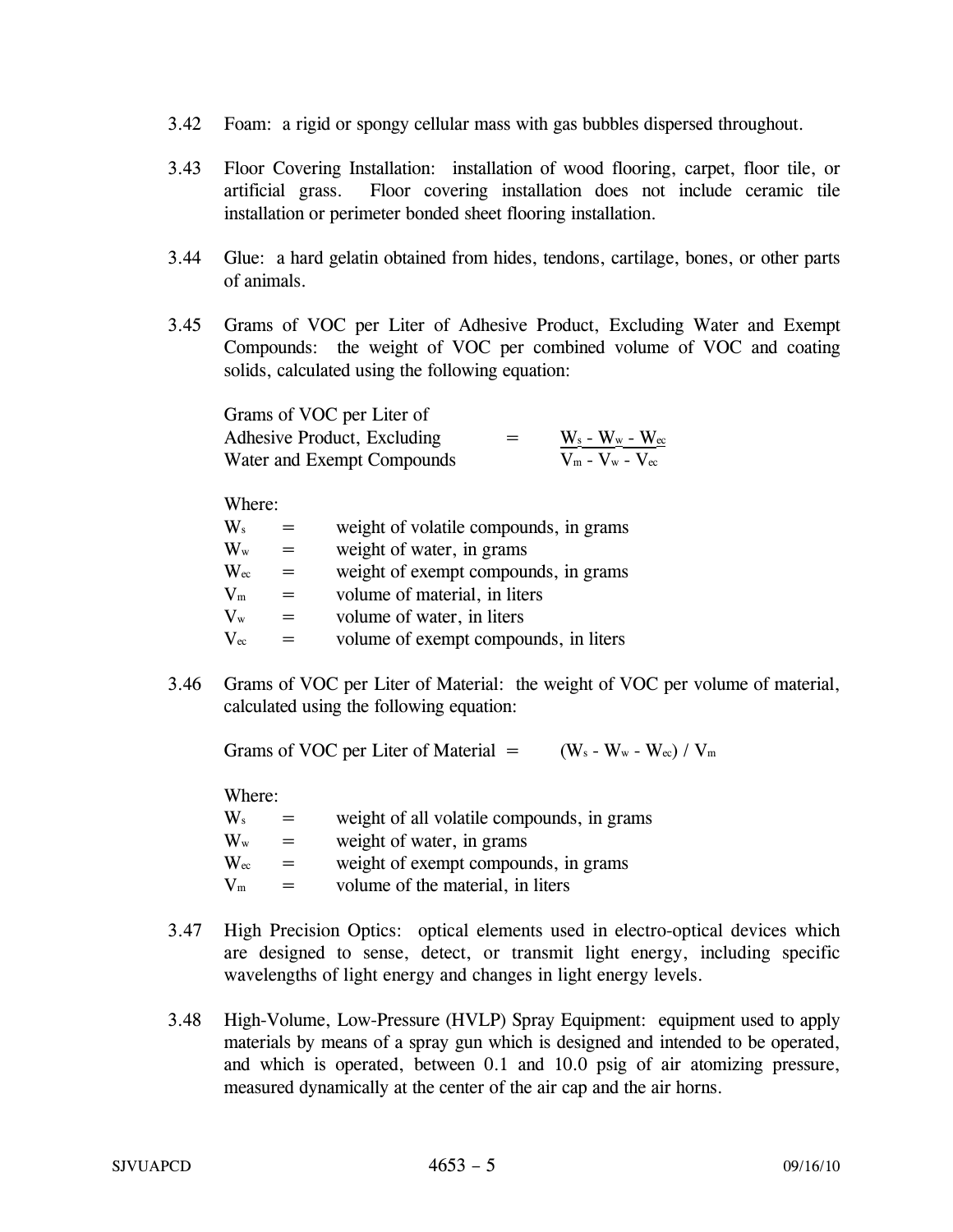3.42 Foam: a rigid or spongy cellular mass with gas bubbles dispersed throughout.

3.43 Floor Covering Installation: installation of wood flooring, carpet, floor tile, or artificial grass. Floor covering installation does not include ceramic tile installation or perimeter bonded sheet flooring installation.

3.44 Glue: a hard gelatin obtained from hides, tendons, cartilage, bones, or other parts of animals.

3.45 Grams of VOC per Liter of Adhesive Product, Excluding Water and Exempt Compounds: the weight of VOC per combined volume of VOC and coating solids, calculated using the following equation:

$$\text{Grams of VOC per Liter of Adhesive Product, Excluding Water and Exempt Compounds} = \frac{W_s - W_w - W_{ec}}{V_m - V_w - V_{ec}}$$

Where:

$W_s$ = weight of volatile compounds, in grams
$W_w$ = weight of water, in grams
$W_{ec}$ = weight of exempt compounds, in grams
$V_m$ = volume of material, in liters
$V_w$ = volume of water, in liters
$V_{ec}$ = volume of exempt compounds, in liters

3.46 Grams of VOC per Liter of Material: the weight of VOC per volume of material, calculated using the following equation:

$$\text{Grams of VOC per Liter of Material} = (W_s - W_w - W_{ec}) / V_m$$

Where:

$W_s$ = weight of all volatile compounds, in grams
$W_w$ = weight of water, in grams
$W_{ec}$ = weight of exempt compounds, in grams
$V_m$ = volume of the material, in liters

3.47 High Precision Optics: optical elements used in electro-optical devices which are designed to sense, detect, or transmit light energy, including specific wavelengths of light energy and changes in light energy levels.

3.48 High-Volume, Low-Pressure (HVLP) Spray Equipment: equipment used to apply materials by means of a spray gun which is designed and intended to be operated, and which is operated, between 0.1 and 10.0 psig of air atomizing pressure, measured dynamically at the center of the air cap and the air horns.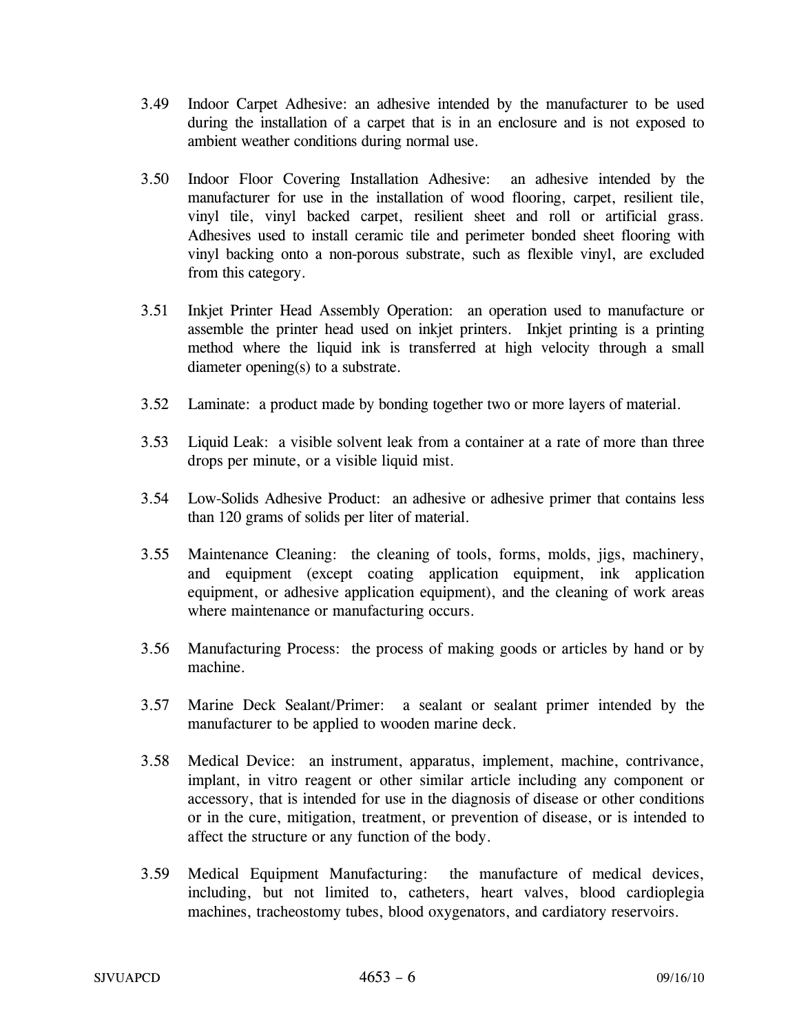3.49 Indoor Carpet Adhesive: an adhesive intended by the manufacturer to be used during the installation of a carpet that is in an enclosure and is not exposed to ambient weather conditions during normal use.

3.50 Indoor Floor Covering Installation Adhesive: an adhesive intended by the manufacturer for use in the installation of wood flooring, carpet, resilient tile, vinyl tile, vinyl backed carpet, resilient sheet and roll or artificial grass. Adhesives used to install ceramic tile and perimeter bonded sheet flooring with vinyl backing onto a non-porous substrate, such as flexible vinyl, are excluded from this category.

3.51 Inkjet Printer Head Assembly Operation: an operation used to manufacture or assemble the printer head used on inkjet printers. Inkjet printing is a printing method where the liquid ink is transferred at high velocity through a small diameter opening(s) to a substrate.

3.52 Laminate: a product made by bonding together two or more layers of material.

3.53 Liquid Leak: a visible solvent leak from a container at a rate of more than three drops per minute, or a visible liquid mist.

3.54 Low-Solids Adhesive Product: an adhesive or adhesive primer that contains less than 120 grams of solids per liter of material.

3.55 Maintenance Cleaning: the cleaning of tools, forms, molds, jigs, machinery, and equipment (except coating application equipment, ink application equipment, or adhesive application equipment), and the cleaning of work areas where maintenance or manufacturing occurs.

3.56 Manufacturing Process: the process of making goods or articles by hand or by machine.

3.57 Marine Deck Sealant/Primer: a sealant or sealant primer intended by the manufacturer to be applied to wooden marine deck.

3.58 Medical Device: an instrument, apparatus, implement, machine, contrivance, implant, in vitro reagent or other similar article including any component or accessory, that is intended for use in the diagnosis of disease or other conditions or in the cure, mitigation, treatment, or prevention of disease, or is intended to affect the structure or any function of the body.

3.59 Medical Equipment Manufacturing: the manufacture of medical devices, including, but not limited to, catheters, heart valves, blood cardioplegia machines, tracheostomy tubes, blood oxygenators, and cardiatory reservoirs.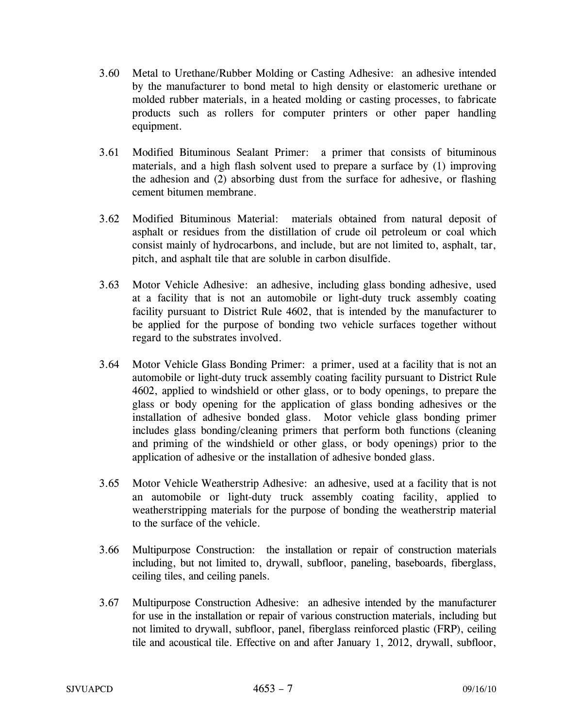3.60 Metal to Urethane/Rubber Molding or Casting Adhesive: an adhesive intended by the manufacturer to bond metal to high density or elastomeric urethane or molded rubber materials, in a heated molding or casting processes, to fabricate products such as rollers for computer printers or other paper handling equipment.

3.61 Modified Bituminous Sealant Primer: a primer that consists of bituminous materials, and a high flash solvent used to prepare a surface by (1) improving the adhesion and (2) absorbing dust from the surface for adhesive, or flashing cement bitumen membrane.

3.62 Modified Bituminous Material: materials obtained from natural deposit of asphalt or residues from the distillation of crude oil petroleum or coal which consist mainly of hydrocarbons, and include, but are not limited to, asphalt, tar, pitch, and asphalt tile that are soluble in carbon disulfide.

3.63 Motor Vehicle Adhesive: an adhesive, including glass bonding adhesive, used at a facility that is not an automobile or light-duty truck assembly coating facility pursuant to District Rule 4602, that is intended by the manufacturer to be applied for the purpose of bonding two vehicle surfaces together without regard to the substrates involved.

3.64 Motor Vehicle Glass Bonding Primer: a primer, used at a facility that is not an automobile or light-duty truck assembly coating facility pursuant to District Rule 4602, applied to windshield or other glass, or to body openings, to prepare the glass or body opening for the application of glass bonding adhesives or the installation of adhesive bonded glass. Motor vehicle glass bonding primer includes glass bonding/cleaning primers that perform both functions (cleaning and priming of the windshield or other glass, or body openings) prior to the application of adhesive or the installation of adhesive bonded glass.

3.65 Motor Vehicle Weatherstrip Adhesive: an adhesive, used at a facility that is not an automobile or light-duty truck assembly coating facility, applied to weatherstripping materials for the purpose of bonding the weatherstrip material to the surface of the vehicle.

3.66 Multipurpose Construction: the installation or repair of construction materials including, but not limited to, drywall, subfloor, paneling, baseboards, fiberglass, ceiling tiles, and ceiling panels.

3.67 Multipurpose Construction Adhesive: an adhesive intended by the manufacturer for use in the installation or repair of various construction materials, including but not limited to drywall, subfloor, panel, fiberglass reinforced plastic (FRP), ceiling tile and acoustical tile. Effective on and after January 1, 2012, drywall, subfloor,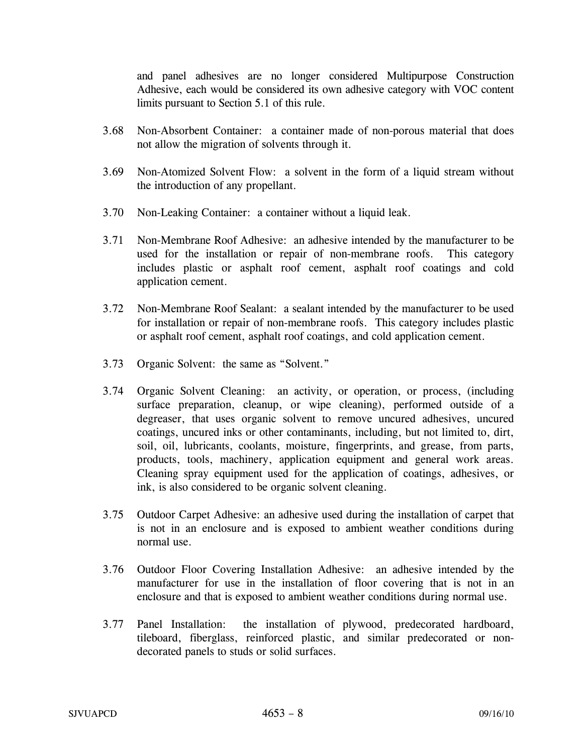and panel adhesives are no longer considered Multipurpose Construction Adhesive, each would be considered its own adhesive category with VOC content limits pursuant to Section 5.1 of this rule.

3.68 Non-Absorbent Container: a container made of non-porous material that does not allow the migration of solvents through it.

3.69 Non-Atomized Solvent Flow: a solvent in the form of a liquid stream without the introduction of any propellant.

3.70 Non-Leaking Container: a container without a liquid leak.

3.71 Non-Membrane Roof Adhesive: an adhesive intended by the manufacturer to be used for the installation or repair of non-membrane roofs. This category includes plastic or asphalt roof cement, asphalt roof coatings and cold application cement.

3.72 Non-Membrane Roof Sealant: a sealant intended by the manufacturer to be used for installation or repair of non-membrane roofs. This category includes plastic or asphalt roof cement, asphalt roof coatings, and cold application cement.

3.73 Organic Solvent: the same as "Solvent."

3.74 Organic Solvent Cleaning: an activity, or operation, or process, (including surface preparation, cleanup, or wipe cleaning), performed outside of a degreaser, that uses organic solvent to remove uncured adhesives, uncured coatings, uncured inks or other contaminants, including, but not limited to, dirt, soil, oil, lubricants, coolants, moisture, fingerprints, and grease, from parts, products, tools, machinery, application equipment and general work areas. Cleaning spray equipment used for the application of coatings, adhesives, or ink, is also considered to be organic solvent cleaning.

3.75 Outdoor Carpet Adhesive: an adhesive used during the installation of carpet that is not in an enclosure and is exposed to ambient weather conditions during normal use.

3.76 Outdoor Floor Covering Installation Adhesive: an adhesive intended by the manufacturer for use in the installation of floor covering that is not in an enclosure and that is exposed to ambient weather conditions during normal use.

3.77 Panel Installation: the installation of plywood, predecorated hardboard, tileboard, fiberglass, reinforced plastic, and similar predecorated or non-decorated panels to studs or solid surfaces.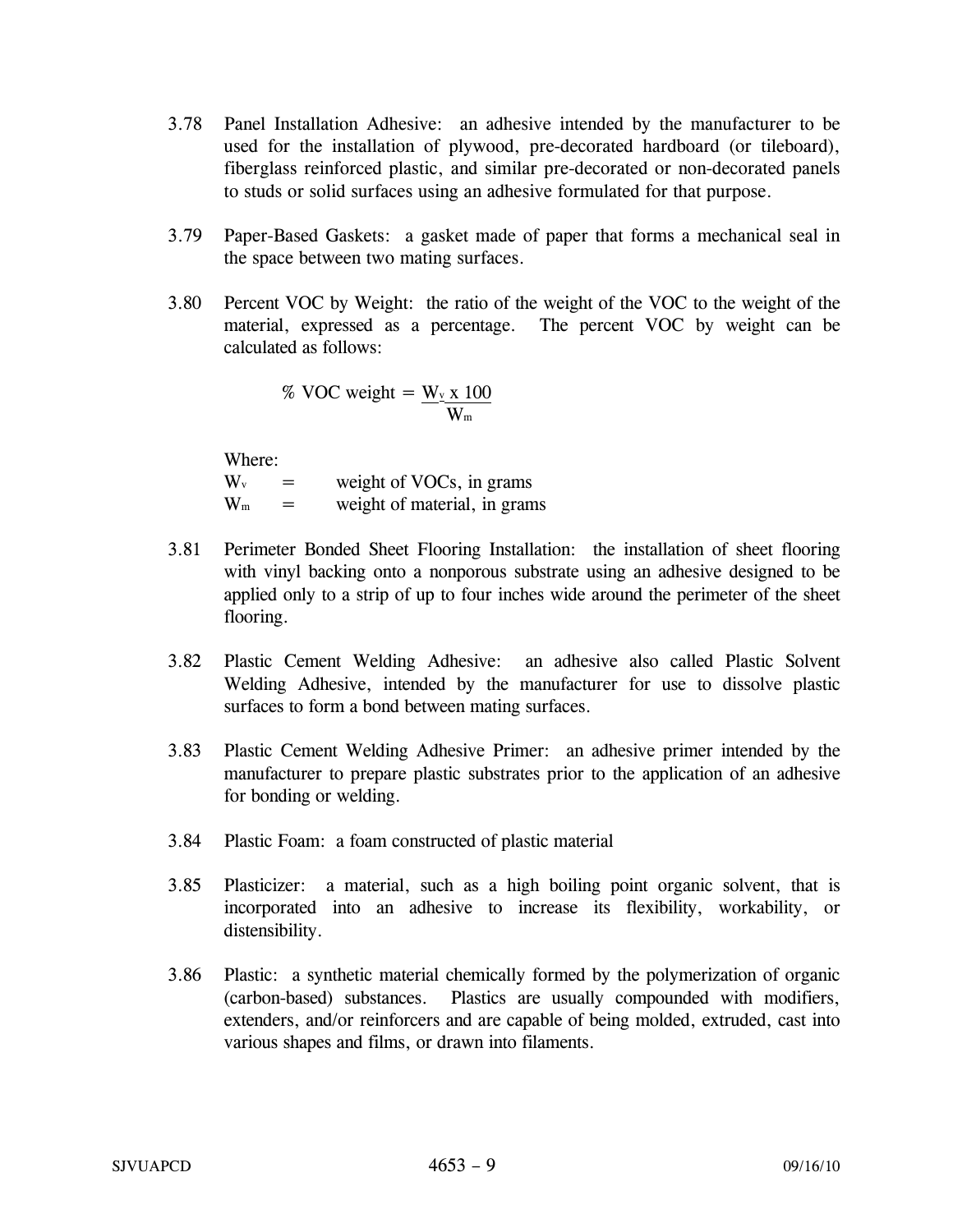3.78 Panel Installation Adhesive: an adhesive intended by the manufacturer to be used for the installation of plywood, pre-decorated hardboard (or tileboard), fiberglass reinforced plastic, and similar pre-decorated or non-decorated panels to studs or solid surfaces using an adhesive formulated for that purpose.

3.79 Paper-Based Gaskets: a gasket made of paper that forms a mechanical seal in the space between two mating surfaces.

3.80 Percent VOC by Weight: the ratio of the weight of the VOC to the weight of the material, expressed as a percentage. The percent VOC by weight can be calculated as follows:

$$\% \text{ VOC weight} = \frac{W_v \times 100}{W_m}$$

Where:

$W_v$ = weight of VOCs, in grams

$W_m$ = weight of material, in grams

3.81 Perimeter Bonded Sheet Flooring Installation: the installation of sheet flooring with vinyl backing onto a nonporous substrate using an adhesive designed to be applied only to a strip of up to four inches wide around the perimeter of the sheet flooring.

3.82 Plastic Cement Welding Adhesive: an adhesive also called Plastic Solvent Welding Adhesive, intended by the manufacturer for use to dissolve plastic surfaces to form a bond between mating surfaces.

3.83 Plastic Cement Welding Adhesive Primer: an adhesive primer intended by the manufacturer to prepare plastic substrates prior to the application of an adhesive for bonding or welding.

3.84 Plastic Foam: a foam constructed of plastic material

3.85 Plasticizer: a material, such as a high boiling point organic solvent, that is incorporated into an adhesive to increase its flexibility, workability, or distensibility.

3.86 Plastic: a synthetic material chemically formed by the polymerization of organic (carbon-based) substances. Plastics are usually compounded with modifiers, extenders, and/or reinforcers and are capable of being molded, extruded, cast into various shapes and films, or drawn into filaments.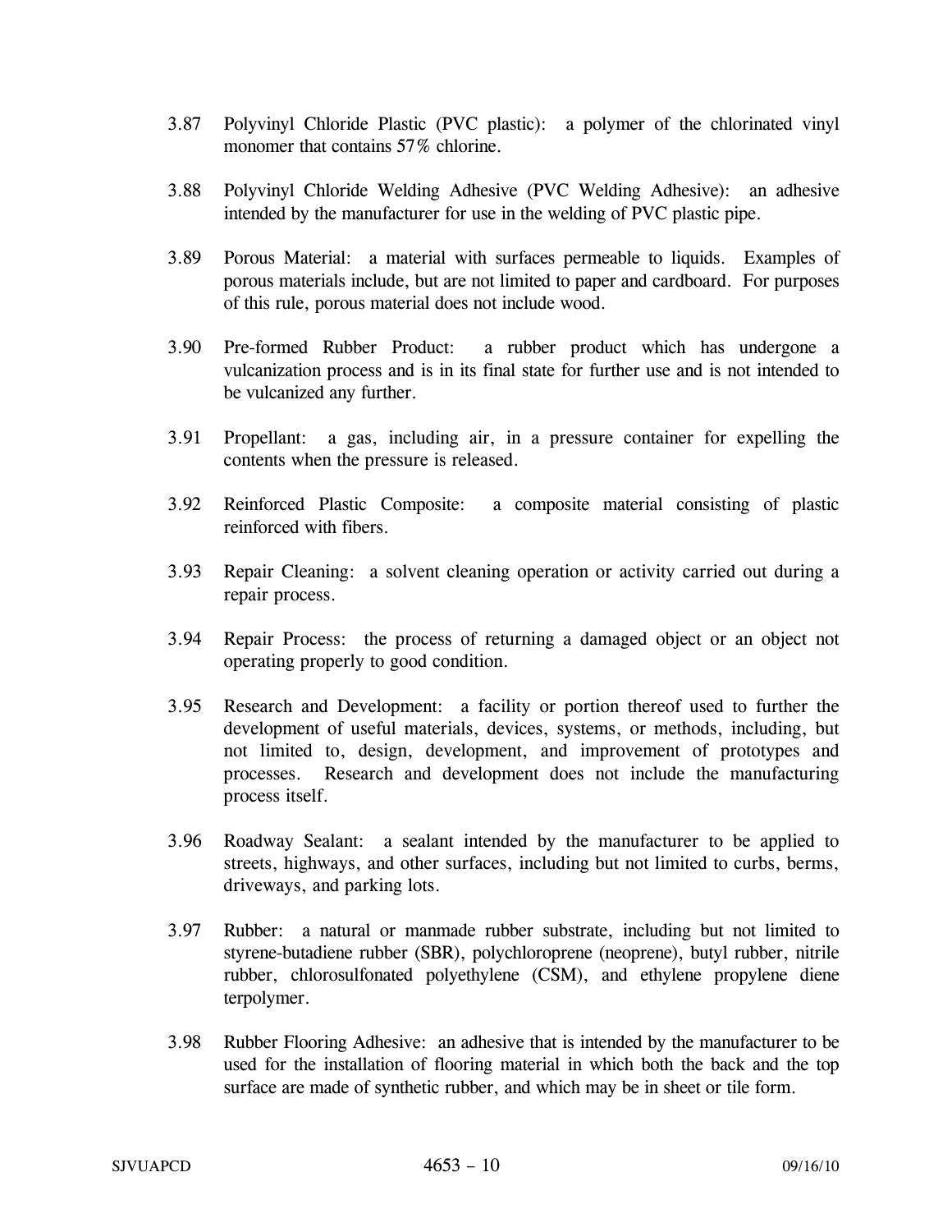3.87 Polyvinyl Chloride Plastic (PVC plastic): a polymer of the chlorinated vinyl monomer that contains 57% chlorine.

3.88 Polyvinyl Chloride Welding Adhesive (PVC Welding Adhesive): an adhesive intended by the manufacturer for use in the welding of PVC plastic pipe.

3.89 Porous Material: a material with surfaces permeable to liquids. Examples of porous materials include, but are not limited to paper and cardboard. For purposes of this rule, porous material does not include wood.

3.90 Pre-formed Rubber Product: a rubber product which has undergone a vulcanization process and is in its final state for further use and is not intended to be vulcanized any further.

3.91 Propellant: a gas, including air, in a pressure container for expelling the contents when the pressure is released.

3.92 Reinforced Plastic Composite: a composite material consisting of plastic reinforced with fibers.

3.93 Repair Cleaning: a solvent cleaning operation or activity carried out during a repair process.

3.94 Repair Process: the process of returning a damaged object or an object not operating properly to good condition.

3.95 Research and Development: a facility or portion thereof used to further the development of useful materials, devices, systems, or methods, including, but not limited to, design, development, and improvement of prototypes and processes. Research and development does not include the manufacturing process itself.

3.96 Roadway Sealant: a sealant intended by the manufacturer to be applied to streets, highways, and other surfaces, including but not limited to curbs, berms, driveways, and parking lots.

3.97 Rubber: a natural or manmade rubber substrate, including but not limited to styrene-butadiene rubber (SBR), polychloroprene (neoprene), butyl rubber, nitrile rubber, chlorosulfonated polyethylene (CSM), and ethylene propylene diene terpolymer.

3.98 Rubber Flooring Adhesive: an adhesive that is intended by the manufacturer to be used for the installation of flooring material in which both the back and the top surface are made of synthetic rubber, and which may be in sheet or tile form.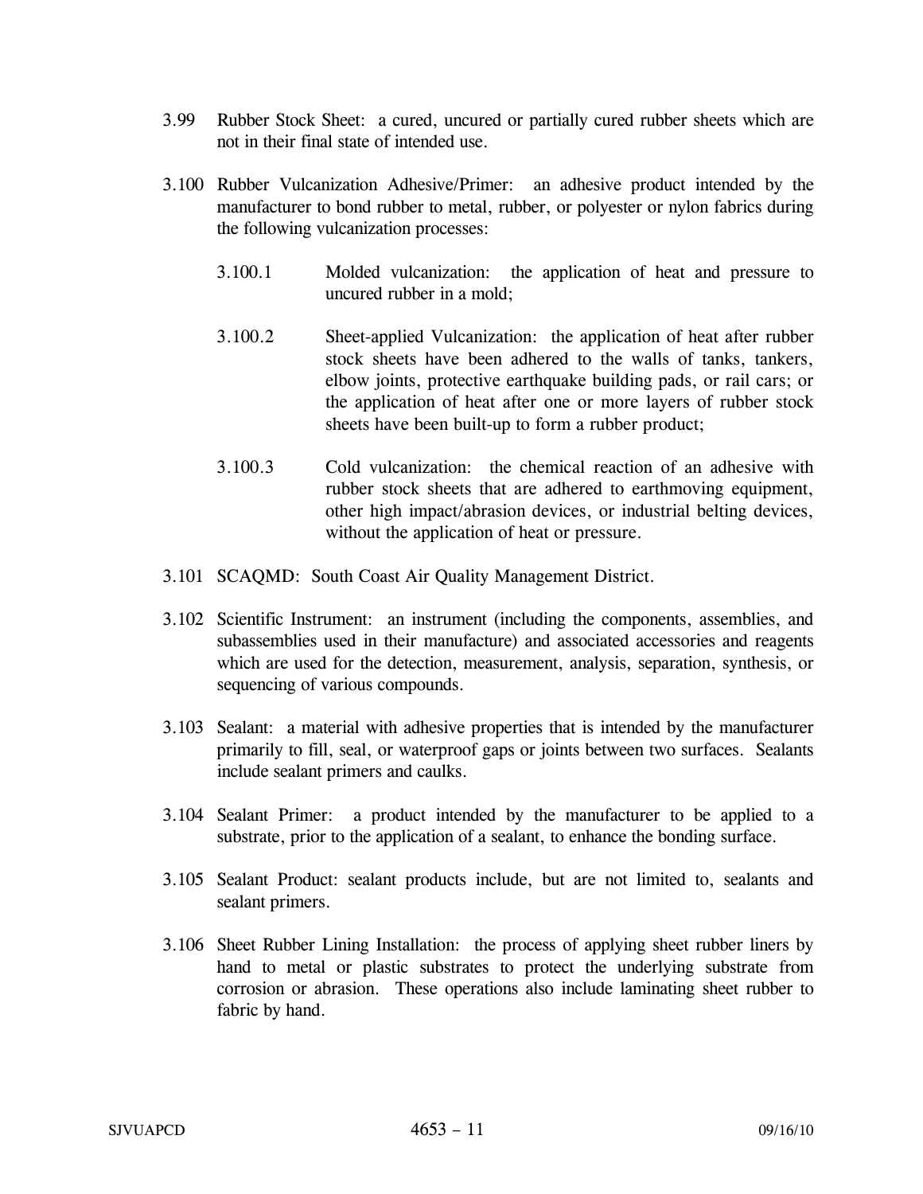3.99 Rubber Stock Sheet: a cured, uncured or partially cured rubber sheets which are not in their final state of intended use.

3.100 Rubber Vulcanization Adhesive/Primer: an adhesive product intended by the manufacturer to bond rubber to metal, rubber, or polyester or nylon fabrics during the following vulcanization processes:

3.100.1 Molded vulcanization: the application of heat and pressure to uncured rubber in a mold;

3.100.2 Sheet-applied Vulcanization: the application of heat after rubber stock sheets have been adhered to the walls of tanks, tankers, elbow joints, protective earthquake building pads, or rail cars; or the application of heat after one or more layers of rubber stock sheets have been built-up to form a rubber product;

3.100.3 Cold vulcanization: the chemical reaction of an adhesive with rubber stock sheets that are adhered to earthmoving equipment, other high impact/abrasion devices, or industrial belting devices, without the application of heat or pressure.

3.101 SCAQMD: South Coast Air Quality Management District.

3.102 Scientific Instrument: an instrument (including the components, assemblies, and subassemblies used in their manufacture) and associated accessories and reagents which are used for the detection, measurement, analysis, separation, synthesis, or sequencing of various compounds.

3.103 Sealant: a material with adhesive properties that is intended by the manufacturer primarily to fill, seal, or waterproof gaps or joints between two surfaces. Sealants include sealant primers and caulks.

3.104 Sealant Primer: a product intended by the manufacturer to be applied to a substrate, prior to the application of a sealant, to enhance the bonding surface.

3.105 Sealant Product: sealant products include, but are not limited to, sealants and sealant primers.

3.106 Sheet Rubber Lining Installation: the process of applying sheet rubber liners by hand to metal or plastic substrates to protect the underlying substrate from corrosion or abrasion. These operations also include laminating sheet rubber to fabric by hand.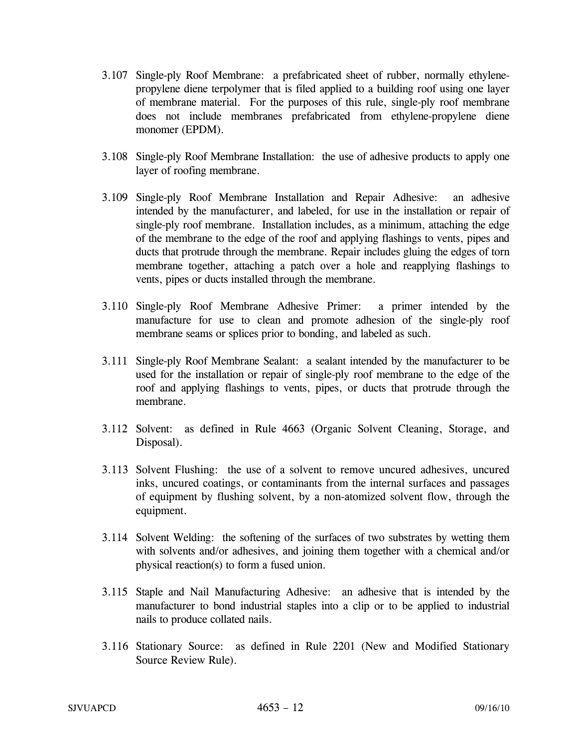3.107 Single-ply Roof Membrane: a prefabricated sheet of rubber, normally ethylene-propylene diene terpolymer that is filed applied to a building roof using one layer of membrane material. For the purposes of this rule, single-ply roof membrane does not include membranes prefabricated from ethylene-propylene diene monomer (EPDM).

3.108 Single-ply Roof Membrane Installation: the use of adhesive products to apply one layer of roofing membrane.

3.109 Single-ply Roof Membrane Installation and Repair Adhesive: an adhesive intended by the manufacturer, and labeled, for use in the installation or repair of single-ply roof membrane. Installation includes, as a minimum, attaching the edge of the membrane to the edge of the roof and applying flashings to vents, pipes and ducts that protrude through the membrane. Repair includes gluing the edges of torn membrane together, attaching a patch over a hole and reapplying flashings to vents, pipes or ducts installed through the membrane.

3.110 Single-ply Roof Membrane Adhesive Primer: a primer intended by the manufacture for use to clean and promote adhesion of the single-ply roof membrane seams or splices prior to bonding, and labeled as such.

3.111 Single-ply Roof Membrane Sealant: a sealant intended by the manufacturer to be used for the installation or repair of single-ply roof membrane to the edge of the roof and applying flashings to vents, pipes, or ducts that protrude through the membrane.

3.112 Solvent: as defined in Rule 4663 (Organic Solvent Cleaning, Storage, and Disposal).

3.113 Solvent Flushing: the use of a solvent to remove uncured adhesives, uncured inks, uncured coatings, or contaminants from the internal surfaces and passages of equipment by flushing solvent, by a non-atomized solvent flow, through the equipment.

3.114 Solvent Welding: the softening of the surfaces of two substrates by wetting them with solvents and/or adhesives, and joining them together with a chemical and/or physical reaction(s) to form a fused union.

3.115 Staple and Nail Manufacturing Adhesive: an adhesive that is intended by the manufacturer to bond industrial staples into a clip or to be applied to industrial nails to produce collated nails.

3.116 Stationary Source: as defined in Rule 2201 (New and Modified Stationary Source Review Rule).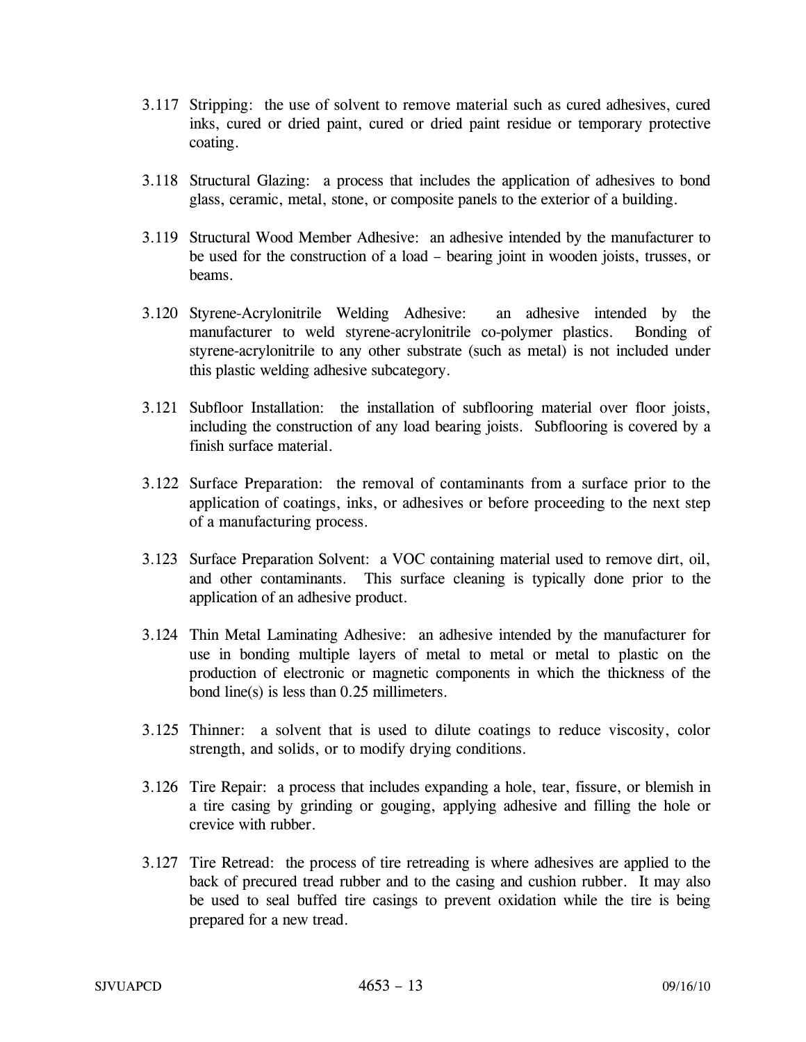3.117 Stripping: the use of solvent to remove material such as cured adhesives, cured inks, cured or dried paint, cured or dried paint residue or temporary protective coating.

3.118 Structural Glazing: a process that includes the application of adhesives to bond glass, ceramic, metal, stone, or composite panels to the exterior of a building.

3.119 Structural Wood Member Adhesive: an adhesive intended by the manufacturer to be used for the construction of a load – bearing joint in wooden joists, trusses, or beams.

3.120 Styrene-Acrylonitrile Welding Adhesive: an adhesive intended by the manufacturer to weld styrene-acrylonitrile co-polymer plastics. Bonding of styrene-acrylonitrile to any other substrate (such as metal) is not included under this plastic welding adhesive subcategory.

3.121 Subfloor Installation: the installation of subflooring material over floor joists, including the construction of any load bearing joists. Subflooring is covered by a finish surface material.

3.122 Surface Preparation: the removal of contaminants from a surface prior to the application of coatings, inks, or adhesives or before proceeding to the next step of a manufacturing process.

3.123 Surface Preparation Solvent: a VOC containing material used to remove dirt, oil, and other contaminants. This surface cleaning is typically done prior to the application of an adhesive product.

3.124 Thin Metal Laminating Adhesive: an adhesive intended by the manufacturer for use in bonding multiple layers of metal to metal or metal to plastic on the production of electronic or magnetic components in which the thickness of the bond line(s) is less than 0.25 millimeters.

3.125 Thinner: a solvent that is used to dilute coatings to reduce viscosity, color strength, and solids, or to modify drying conditions.

3.126 Tire Repair: a process that includes expanding a hole, tear, fissure, or blemish in a tire casing by grinding or gouging, applying adhesive and filling the hole or crevice with rubber.

3.127 Tire Retread: the process of tire retreading is where adhesives are applied to the back of precured tread rubber and to the casing and cushion rubber. It may also be used to seal buffed tire casings to prevent oxidation while the tire is being prepared for a new tread.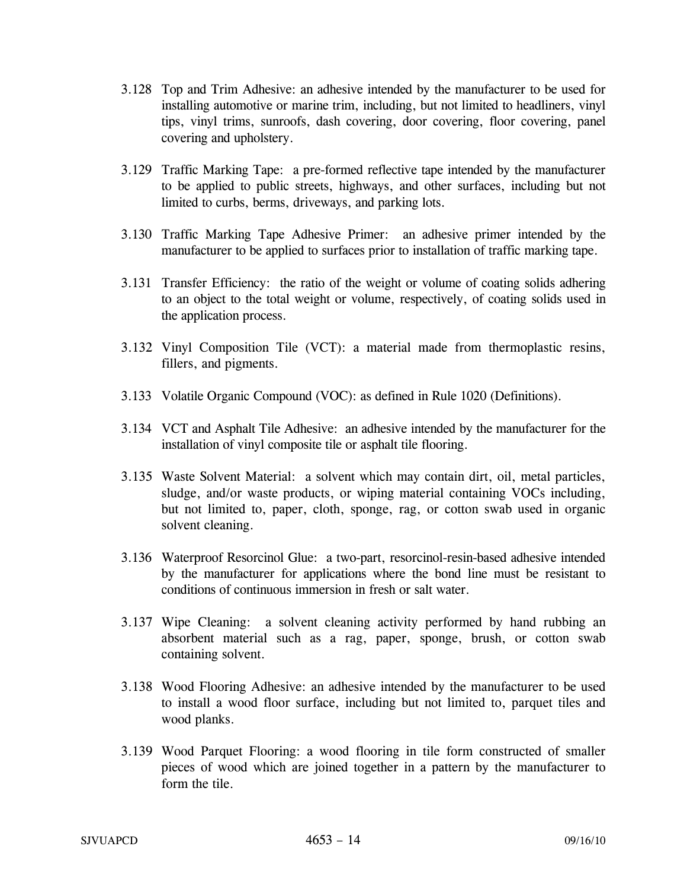3.128 Top and Trim Adhesive: an adhesive intended by the manufacturer to be used for installing automotive or marine trim, including, but not limited to headliners, vinyl tips, vinyl trims, sunroofs, dash covering, door covering, floor covering, panel covering and upholstery.

3.129 Traffic Marking Tape: a pre-formed reflective tape intended by the manufacturer to be applied to public streets, highways, and other surfaces, including but not limited to curbs, berms, driveways, and parking lots.

3.130 Traffic Marking Tape Adhesive Primer: an adhesive primer intended by the manufacturer to be applied to surfaces prior to installation of traffic marking tape.

3.131 Transfer Efficiency: the ratio of the weight or volume of coating solids adhering to an object to the total weight or volume, respectively, of coating solids used in the application process.

3.132 Vinyl Composition Tile (VCT): a material made from thermoplastic resins, fillers, and pigments.

3.133 Volatile Organic Compound (VOC): as defined in Rule 1020 (Definitions).

3.134 VCT and Asphalt Tile Adhesive: an adhesive intended by the manufacturer for the installation of vinyl composite tile or asphalt tile flooring.

3.135 Waste Solvent Material: a solvent which may contain dirt, oil, metal particles, sludge, and/or waste products, or wiping material containing VOCs including, but not limited to, paper, cloth, sponge, rag, or cotton swab used in organic solvent cleaning.

3.136 Waterproof Resorcinol Glue: a two-part, resorcinol-resin-based adhesive intended by the manufacturer for applications where the bond line must be resistant to conditions of continuous immersion in fresh or salt water.

3.137 Wipe Cleaning: a solvent cleaning activity performed by hand rubbing an absorbent material such as a rag, paper, sponge, brush, or cotton swab containing solvent.

3.138 Wood Flooring Adhesive: an adhesive intended by the manufacturer to be used to install a wood floor surface, including but not limited to, parquet tiles and wood planks.

3.139 Wood Parquet Flooring: a wood flooring in tile form constructed of smaller pieces of wood which are joined together in a pattern by the manufacturer to form the tile.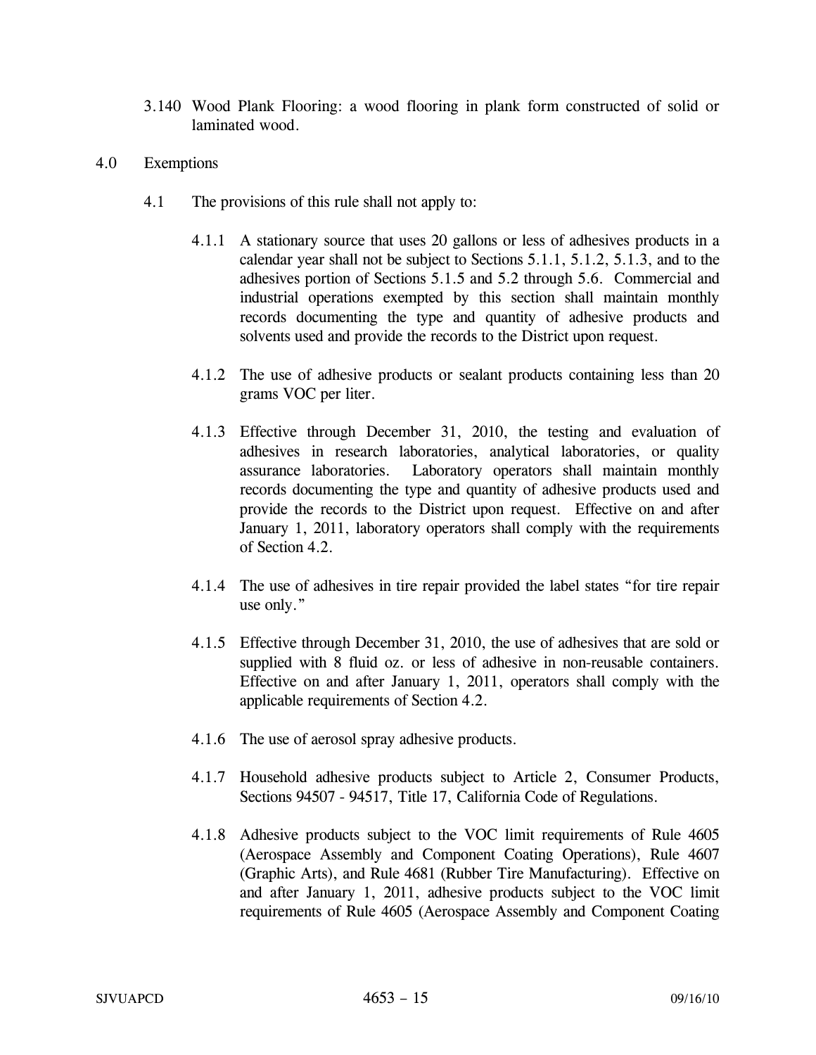3.140 Wood Plank Flooring: a wood flooring in plank form constructed of solid or laminated wood.

## 4.0 Exemptions

4.1 The provisions of this rule shall not apply to:

4.1.1 A stationary source that uses 20 gallons or less of adhesives products in a calendar year shall not be subject to Sections 5.1.1, 5.1.2, 5.1.3, and to the adhesives portion of Sections 5.1.5 and 5.2 through 5.6. Commercial and industrial operations exempted by this section shall maintain monthly records documenting the type and quantity of adhesive products and solvents used and provide the records to the District upon request.

4.1.2 The use of adhesive products or sealant products containing less than 20 grams VOC per liter.

4.1.3 Effective through December 31, 2010, the testing and evaluation of adhesives in research laboratories, analytical laboratories, or quality assurance laboratories. Laboratory operators shall maintain monthly records documenting the type and quantity of adhesive products used and provide the records to the District upon request. Effective on and after January 1, 2011, laboratory operators shall comply with the requirements of Section 4.2.

4.1.4 The use of adhesives in tire repair provided the label states "for tire repair use only."

4.1.5 Effective through December 31, 2010, the use of adhesives that are sold or supplied with 8 fluid oz. or less of adhesive in non-reusable containers. Effective on and after January 1, 2011, operators shall comply with the applicable requirements of Section 4.2.

4.1.6 The use of aerosol spray adhesive products.

4.1.7 Household adhesive products subject to Article 2, Consumer Products, Sections 94507 - 94517, Title 17, California Code of Regulations.

4.1.8 Adhesive products subject to the VOC limit requirements of Rule 4605 (Aerospace Assembly and Component Coating Operations), Rule 4607 (Graphic Arts), and Rule 4681 (Rubber Tire Manufacturing). Effective on and after January 1, 2011, adhesive products subject to the VOC limit requirements of Rule 4605 (Aerospace Assembly and Component Coating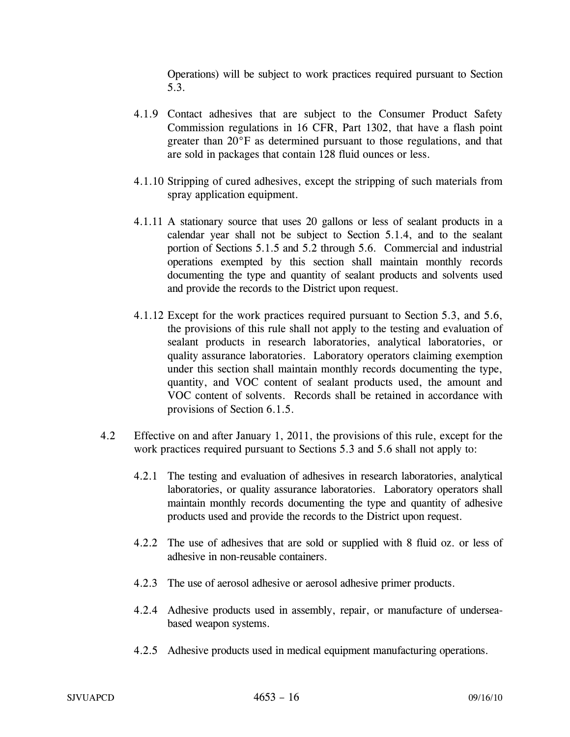Operations) will be subject to work practices required pursuant to Section 5.3.

4.1.9 Contact adhesives that are subject to the Consumer Product Safety Commission regulations in 16 CFR, Part 1302, that have a flash point greater than 20°F as determined pursuant to those regulations, and that are sold in packages that contain 128 fluid ounces or less.

4.1.10 Stripping of cured adhesives, except the stripping of such materials from spray application equipment.

4.1.11 A stationary source that uses 20 gallons or less of sealant products in a calendar year shall not be subject to Section 5.1.4, and to the sealant portion of Sections 5.1.5 and 5.2 through 5.6. Commercial and industrial operations exempted by this section shall maintain monthly records documenting the type and quantity of sealant products and solvents used and provide the records to the District upon request.

4.1.12 Except for the work practices required pursuant to Section 5.3, and 5.6, the provisions of this rule shall not apply to the testing and evaluation of sealant products in research laboratories, analytical laboratories, or quality assurance laboratories. Laboratory operators claiming exemption under this section shall maintain monthly records documenting the type, quantity, and VOC content of sealant products used, the amount and VOC content of solvents. Records shall be retained in accordance with provisions of Section 6.1.5.

4.2 Effective on and after January 1, 2011, the provisions of this rule, except for the work practices required pursuant to Sections 5.3 and 5.6 shall not apply to:

4.2.1 The testing and evaluation of adhesives in research laboratories, analytical laboratories, or quality assurance laboratories. Laboratory operators shall maintain monthly records documenting the type and quantity of adhesive products used and provide the records to the District upon request.

4.2.2 The use of adhesives that are sold or supplied with 8 fluid oz. or less of adhesive in non-reusable containers.

4.2.3 The use of aerosol adhesive or aerosol adhesive primer products.

4.2.4 Adhesive products used in assembly, repair, or manufacture of undersea-based weapon systems.

4.2.5 Adhesive products used in medical equipment manufacturing operations.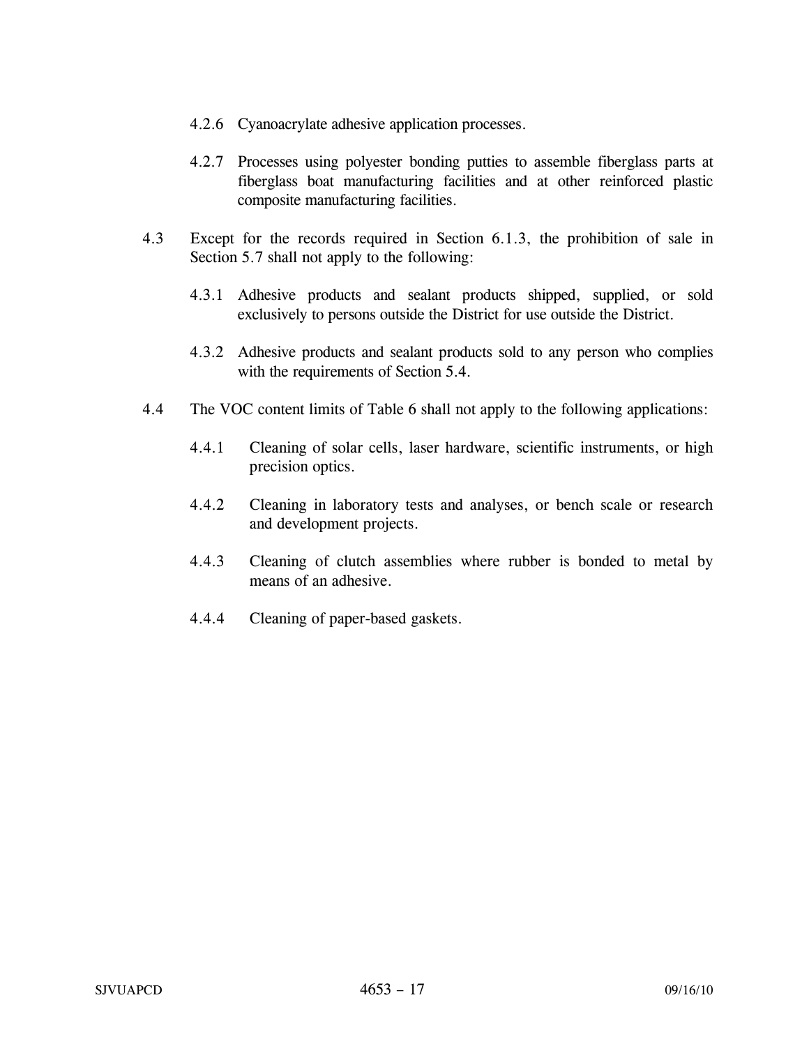4.2.6 Cyanoacrylate adhesive application processes.

4.2.7 Processes using polyester bonding putties to assemble fiberglass parts at fiberglass boat manufacturing facilities and at other reinforced plastic composite manufacturing facilities.

4.3 Except for the records required in Section 6.1.3, the prohibition of sale in Section 5.7 shall not apply to the following:

4.3.1 Adhesive products and sealant products shipped, supplied, or sold exclusively to persons outside the District for use outside the District.

4.3.2 Adhesive products and sealant products sold to any person who complies with the requirements of Section 5.4.

4.4 The VOC content limits of Table 6 shall not apply to the following applications:

4.4.1 Cleaning of solar cells, laser hardware, scientific instruments, or high precision optics.

4.4.2 Cleaning in laboratory tests and analyses, or bench scale or research and development projects.

4.4.3 Cleaning of clutch assemblies where rubber is bonded to metal by means of an adhesive.

4.4.4 Cleaning of paper-based gaskets.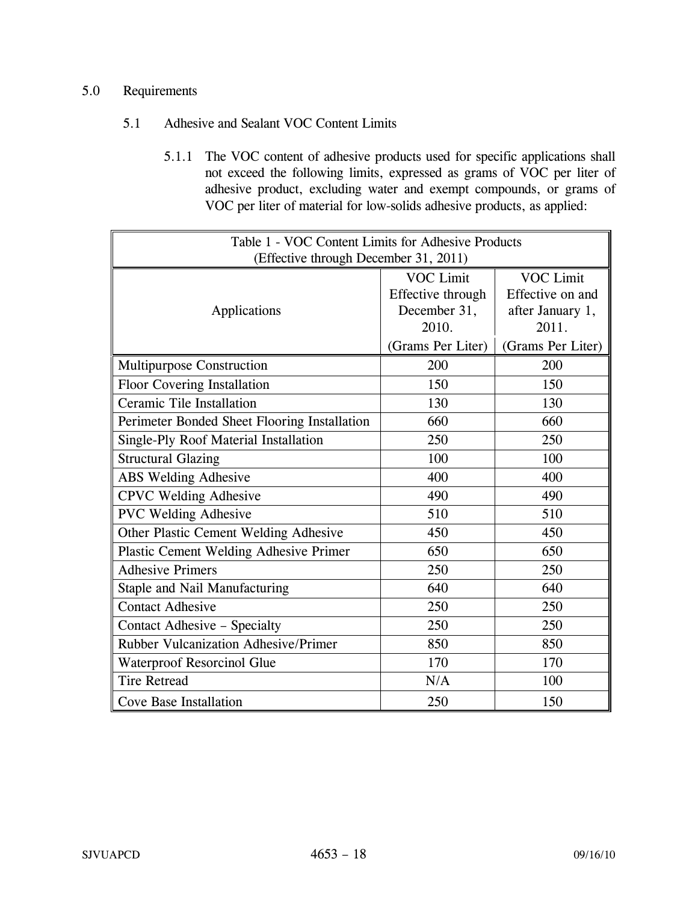## 5.0 Requirements

### 5.1 Adhesive and Sealant VOC Content Limits

5.1.1 The VOC content of adhesive products used for specific applications shall not exceed the following limits, expressed as grams of VOC per liter of adhesive product, excluding water and exempt compounds, or grams of VOC per liter of material for low-solids adhesive products, as applied:

Table 1 - VOC Content Limits for Adhesive Products (Effective through December 31, 2011)

| Applications | VOC Limit Effective through December 31, 2010. (Grams Per Liter) | VOC Limit Effective on and after January 1, 2011. (Grams Per Liter) |
|---|---|---|
| Multipurpose Construction | 200 | 200 |
| Floor Covering Installation | 150 | 150 |
| Ceramic Tile Installation | 130 | 130 |
| Perimeter Bonded Sheet Flooring Installation | 660 | 660 |
| Single-Ply Roof Material Installation | 250 | 250 |
| Structural Glazing | 100 | 100 |
| ABS Welding Adhesive | 400 | 400 |
| CPVC Welding Adhesive | 490 | 490 |
| PVC Welding Adhesive | 510 | 510 |
| Other Plastic Cement Welding Adhesive | 450 | 450 |
| Plastic Cement Welding Adhesive Primer | 650 | 650 |
| Adhesive Primers | 250 | 250 |
| Staple and Nail Manufacturing | 640 | 640 |
| Contact Adhesive | 250 | 250 |
| Contact Adhesive – Specialty | 250 | 250 |
| Rubber Vulcanization Adhesive/Primer | 850 | 850 |
| Waterproof Resorcinol Glue | 170 | 170 |
| Tire Retread | N/A | 100 |
| Cove Base Installation | 250 | 150 |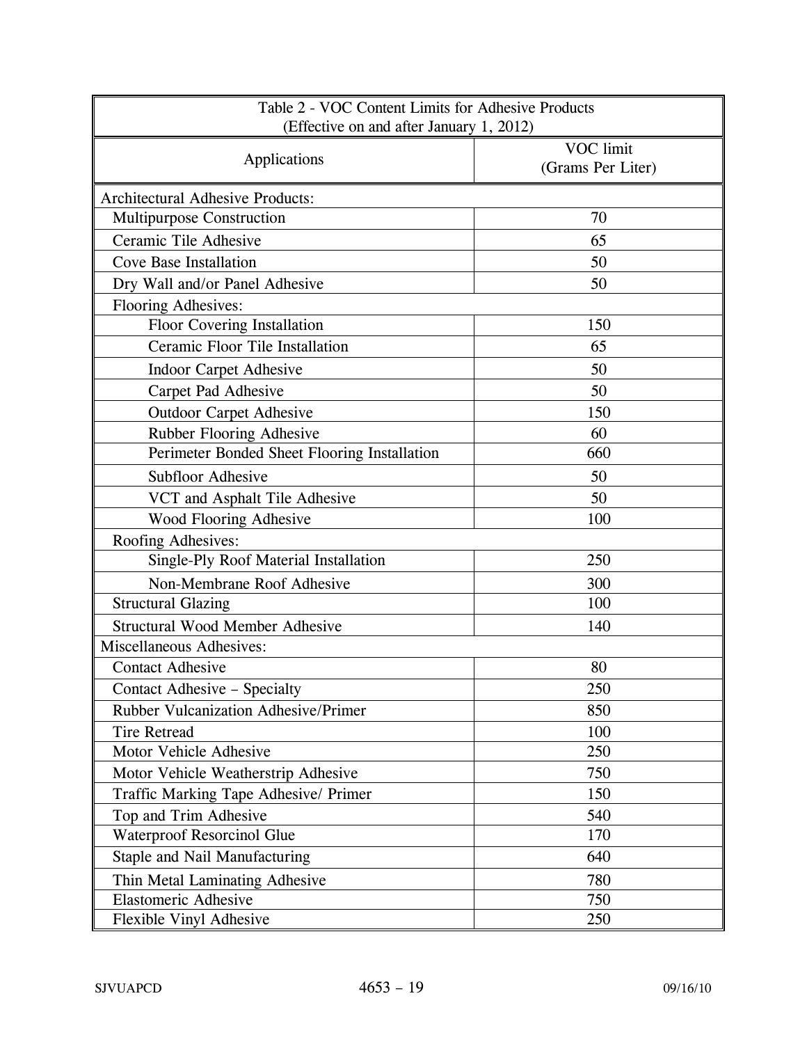| Table 2 - VOC Content Limits for Adhesive Products (Effective on and after January 1, 2012) | |
|---|---|
| Applications | VOC limit (Grams Per Liter) |
| Architectural Adhesive Products: | |
| Multipurpose Construction | 70 |
| Ceramic Tile Adhesive | 65 |
| Cove Base Installation | 50 |
| Dry Wall and/or Panel Adhesive | 50 |
| Flooring Adhesives: | |
| Floor Covering Installation | 150 |
| Ceramic Floor Tile Installation | 65 |
| Indoor Carpet Adhesive | 50 |
| Carpet Pad Adhesive | 50 |
| Outdoor Carpet Adhesive | 150 |
| Rubber Flooring Adhesive | 60 |
| Perimeter Bonded Sheet Flooring Installation | 660 |
| Subfloor Adhesive | 50 |
| VCT and Asphalt Tile Adhesive | 50 |
| Wood Flooring Adhesive | 100 |
| Roofing Adhesives: | |
| Single-Ply Roof Material Installation | 250 |
| Non-Membrane Roof Adhesive | 300 |
| Structural Glazing | 100 |
| Structural Wood Member Adhesive | 140 |
| Miscellaneous Adhesives: | |
| Contact Adhesive | 80 |
| Contact Adhesive – Specialty | 250 |
| Rubber Vulcanization Adhesive/Primer | 850 |
| Tire Retread | 100 |
| Motor Vehicle Adhesive | 250 |
| Motor Vehicle Weatherstrip Adhesive | 750 |
| Traffic Marking Tape Adhesive/ Primer | 150 |
| Top and Trim Adhesive | 540 |
| Waterproof Resorcinol Glue | 170 |
| Staple and Nail Manufacturing | 640 |
| Thin Metal Laminating Adhesive | 780 |
| Elastomeric Adhesive | 750 |
| Flexible Vinyl Adhesive | 250 |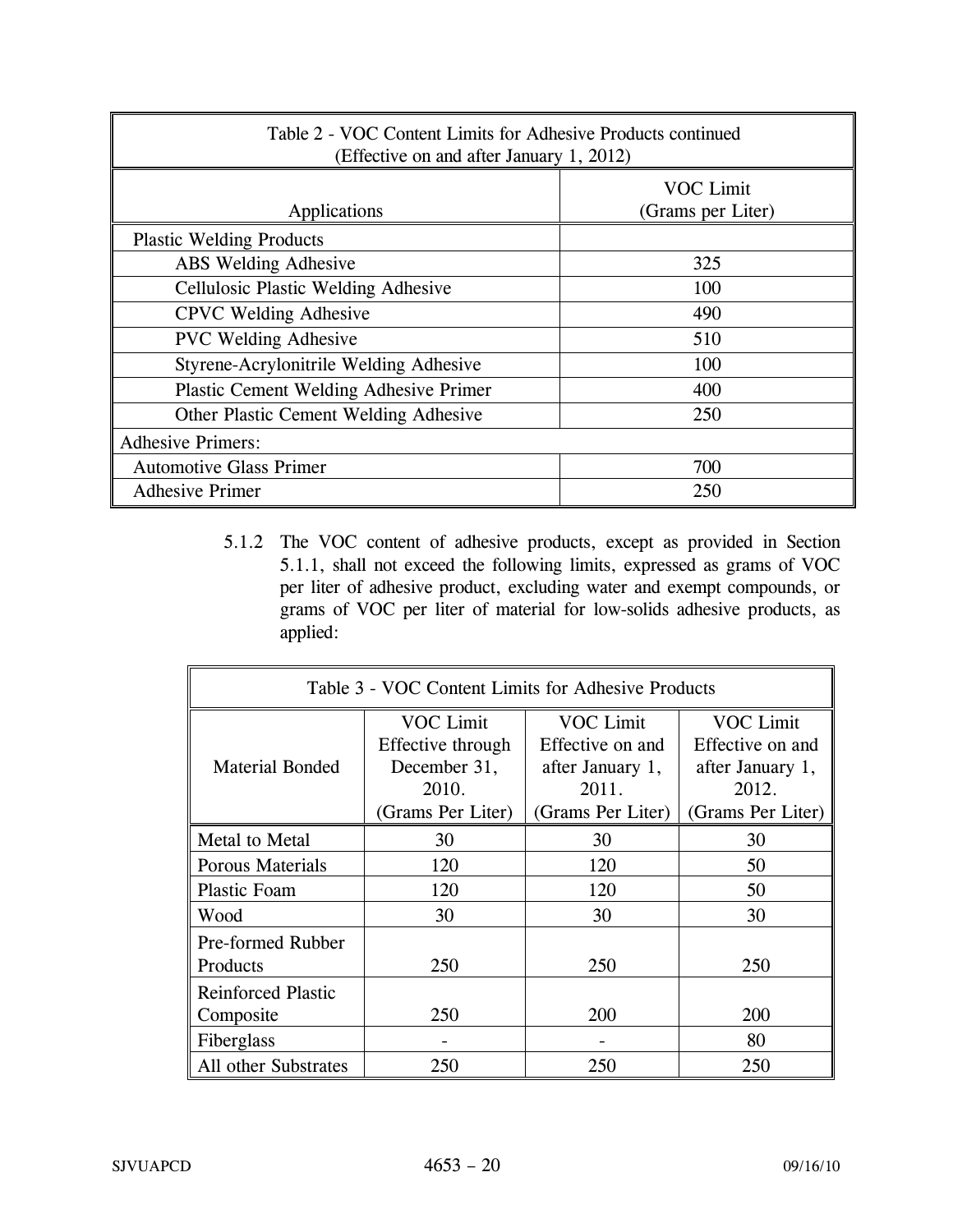| Table 2 - VOC Content Limits for Adhesive Products continued (Effective on and after January 1, 2012) | |
|---|---|
| Applications | VOC Limit (Grams per Liter) |
| Plastic Welding Products | |
| ABS Welding Adhesive | 325 |
| Cellulosic Plastic Welding Adhesive | 100 |
| CPVC Welding Adhesive | 490 |
| PVC Welding Adhesive | 510 |
| Styrene-Acrylonitrile Welding Adhesive | 100 |
| Plastic Cement Welding Adhesive Primer | 400 |
| Other Plastic Cement Welding Adhesive | 250 |
| Adhesive Primers: | |
| Automotive Glass Primer | 700 |
| Adhesive Primer | 250 |

5.1.2 The VOC content of adhesive products, except as provided in Section 5.1.1, shall not exceed the following limits, expressed as grams of VOC per liter of adhesive product, excluding water and exempt compounds, or grams of VOC per liter of material for low-solids adhesive products, as applied:

| Table 3 - VOC Content Limits for Adhesive Products | | | |
|---|---|---|---|
| Material Bonded | VOC Limit Effective through December 31, 2010. (Grams Per Liter) | VOC Limit Effective on and after January 1, 2011. (Grams Per Liter) | VOC Limit Effective on and after January 1, 2012. (Grams Per Liter) |
| Metal to Metal | 30 | 30 | 30 |
| Porous Materials | 120 | 120 | 50 |
| Plastic Foam | 120 | 120 | 50 |
| Wood | 30 | 30 | 30 |
| Pre-formed Rubber Products | 250 | 250 | 250 |
| Reinforced Plastic Composite | 250 | 200 | 200 |
| Fiberglass | - | - | 80 |
| All other Substrates | 250 | 250 | 250 |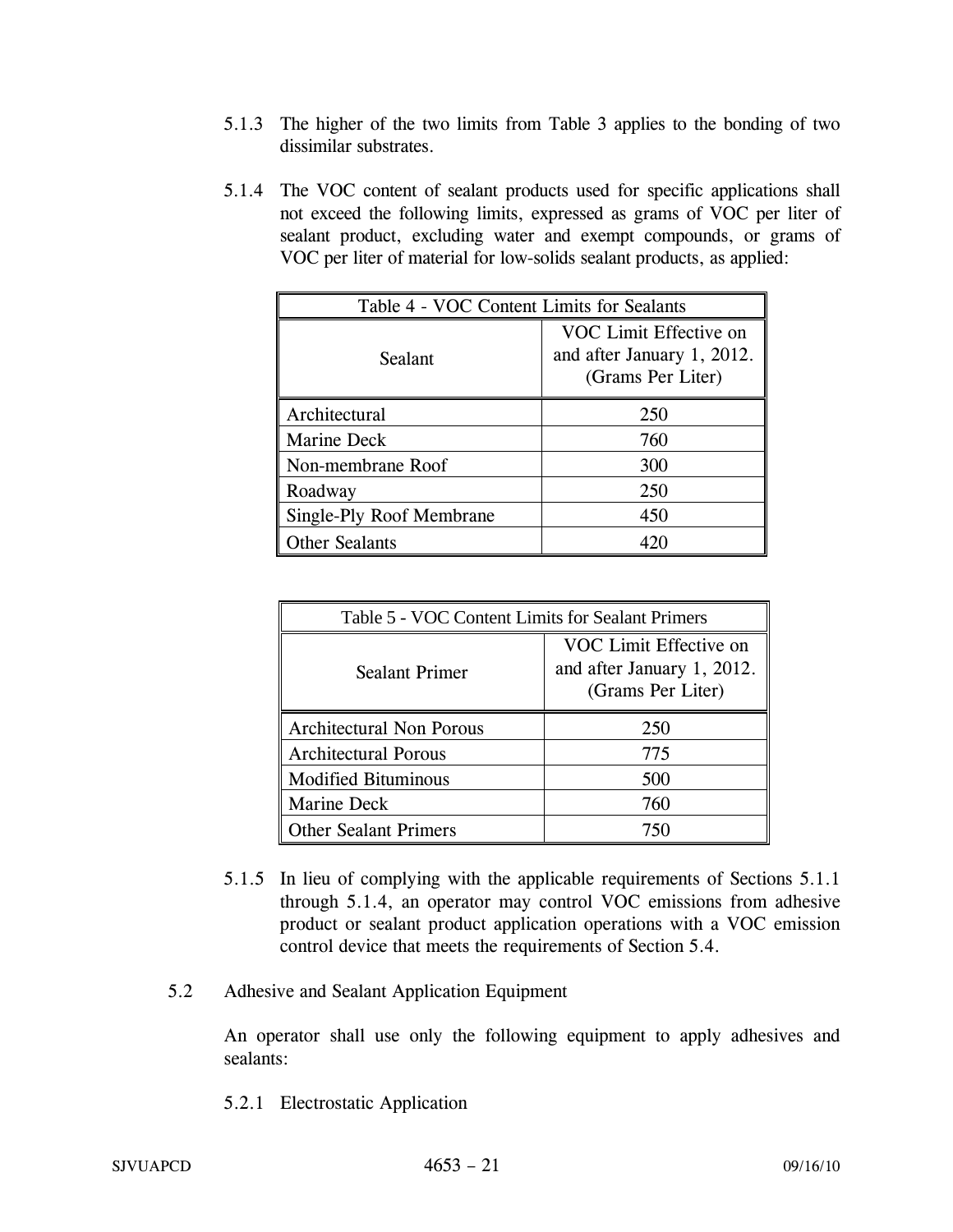5.1.3 The higher of the two limits from Table 3 applies to the bonding of two dissimilar substrates.

5.1.4 The VOC content of sealant products used for specific applications shall not exceed the following limits, expressed as grams of VOC per liter of sealant product, excluding water and exempt compounds, or grams of VOC per liter of material for low-solids sealant products, as applied:

| Table 4 - VOC Content Limits for Sealants | |
|---|---|
| Sealant | VOC Limit Effective on and after January 1, 2012. (Grams Per Liter) |
| Architectural | 250 |
| Marine Deck | 760 |
| Non-membrane Roof | 300 |
| Roadway | 250 |
| Single-Ply Roof Membrane | 450 |
| Other Sealants | 420 |

| Table 5 - VOC Content Limits for Sealant Primers | |
|---|---|
| Sealant Primer | VOC Limit Effective on and after January 1, 2012. (Grams Per Liter) |
| Architectural Non Porous | 250 |
| Architectural Porous | 775 |
| Modified Bituminous | 500 |
| Marine Deck | 760 |
| Other Sealant Primers | 750 |

5.1.5 In lieu of complying with the applicable requirements of Sections 5.1.1 through 5.1.4, an operator may control VOC emissions from adhesive product or sealant product application operations with a VOC emission control device that meets the requirements of Section 5.4.

5.2 Adhesive and Sealant Application Equipment

An operator shall use only the following equipment to apply adhesives and sealants:

5.2.1 Electrostatic Application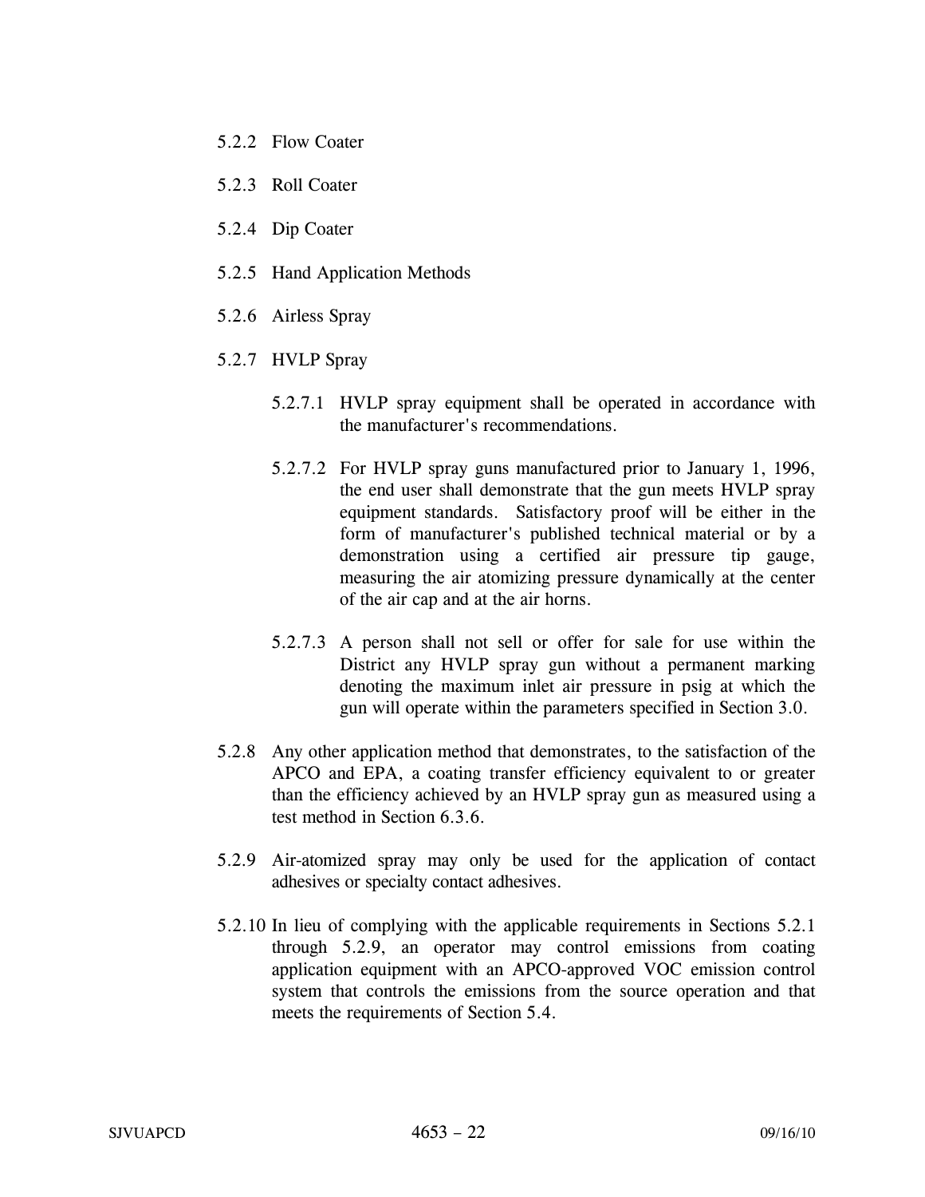5.2.2 Flow Coater

5.2.3 Roll Coater

5.2.4 Dip Coater

5.2.5 Hand Application Methods

5.2.6 Airless Spray

5.2.7 HVLP Spray

5.2.7.1 HVLP spray equipment shall be operated in accordance with the manufacturer's recommendations.

5.2.7.2 For HVLP spray guns manufactured prior to January 1, 1996, the end user shall demonstrate that the gun meets HVLP spray equipment standards. Satisfactory proof will be either in the form of manufacturer's published technical material or by a demonstration using a certified air pressure tip gauge, measuring the air atomizing pressure dynamically at the center of the air cap and at the air horns.

5.2.7.3 A person shall not sell or offer for sale for use within the District any HVLP spray gun without a permanent marking denoting the maximum inlet air pressure in psig at which the gun will operate within the parameters specified in Section 3.0.

5.2.8 Any other application method that demonstrates, to the satisfaction of the APCO and EPA, a coating transfer efficiency equivalent to or greater than the efficiency achieved by an HVLP spray gun as measured using a test method in Section 6.3.6.

5.2.9 Air-atomized spray may only be used for the application of contact adhesives or specialty contact adhesives.

5.2.10 In lieu of complying with the applicable requirements in Sections 5.2.1 through 5.2.9, an operator may control emissions from coating application equipment with an APCO-approved VOC emission control system that controls the emissions from the source operation and that meets the requirements of Section 5.4.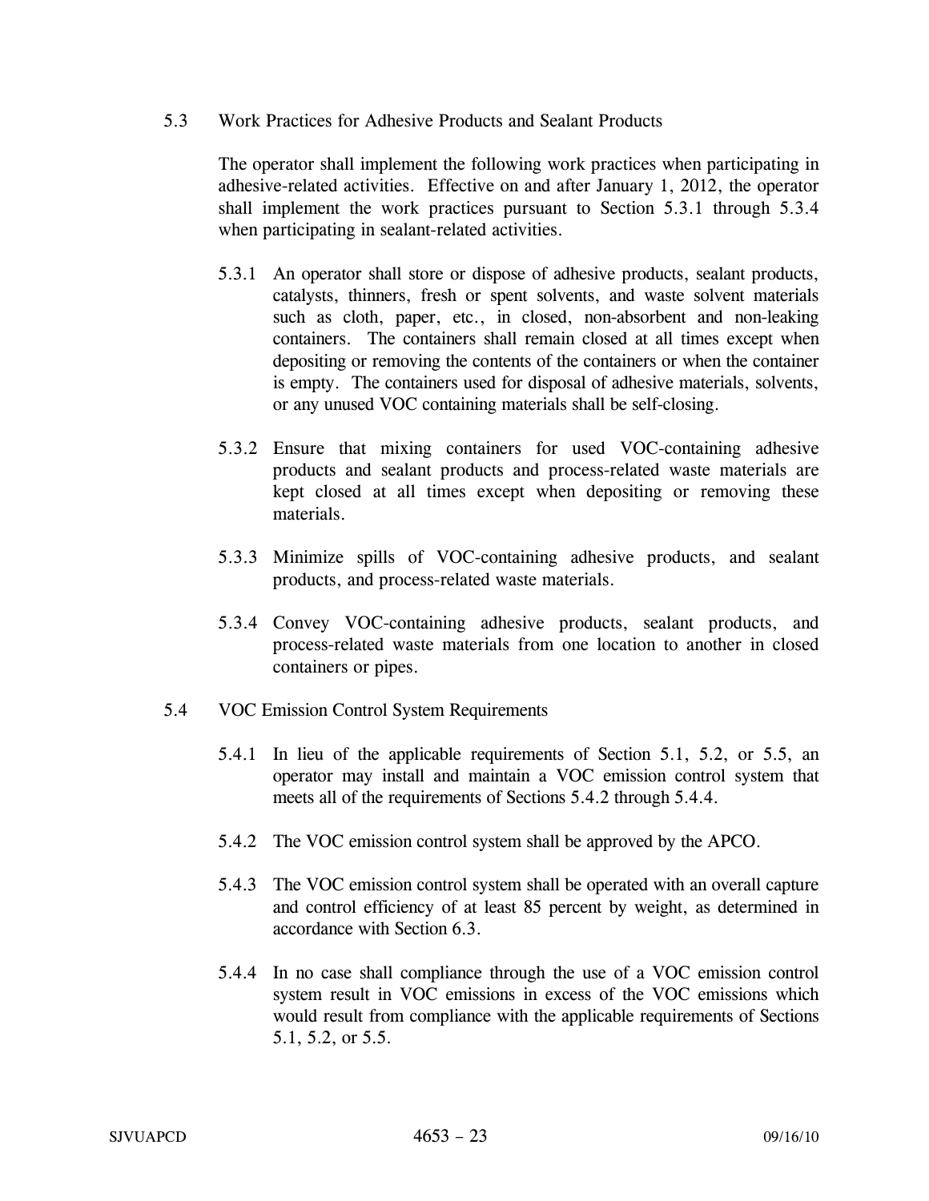### 5.3 Work Practices for Adhesive Products and Sealant Products

The operator shall implement the following work practices when participating in adhesive-related activities. Effective on and after January 1, 2012, the operator shall implement the work practices pursuant to Section 5.3.1 through 5.3.4 when participating in sealant-related activities.

5.3.1 An operator shall store or dispose of adhesive products, sealant products, catalysts, thinners, fresh or spent solvents, and waste solvent materials such as cloth, paper, etc., in closed, non-absorbent and non-leaking containers. The containers shall remain closed at all times except when depositing or removing the contents of the containers or when the container is empty. The containers used for disposal of adhesive materials, solvents, or any unused VOC containing materials shall be self-closing.

5.3.2 Ensure that mixing containers for used VOC-containing adhesive products and sealant products and process-related waste materials are kept closed at all times except when depositing or removing these materials.

5.3.3 Minimize spills of VOC-containing adhesive products, and sealant products, and process-related waste materials.

5.3.4 Convey VOC-containing adhesive products, sealant products, and process-related waste materials from one location to another in closed containers or pipes.

### 5.4 VOC Emission Control System Requirements

5.4.1 In lieu of the applicable requirements of Section 5.1, 5.2, or 5.5, an operator may install and maintain a VOC emission control system that meets all of the requirements of Sections 5.4.2 through 5.4.4.

5.4.2 The VOC emission control system shall be approved by the APCO.

5.4.3 The VOC emission control system shall be operated with an overall capture and control efficiency of at least 85 percent by weight, as determined in accordance with Section 6.3.

5.4.4 In no case shall compliance through the use of a VOC emission control system result in VOC emissions in excess of the VOC emissions which would result from compliance with the applicable requirements of Sections 5.1, 5.2, or 5.5.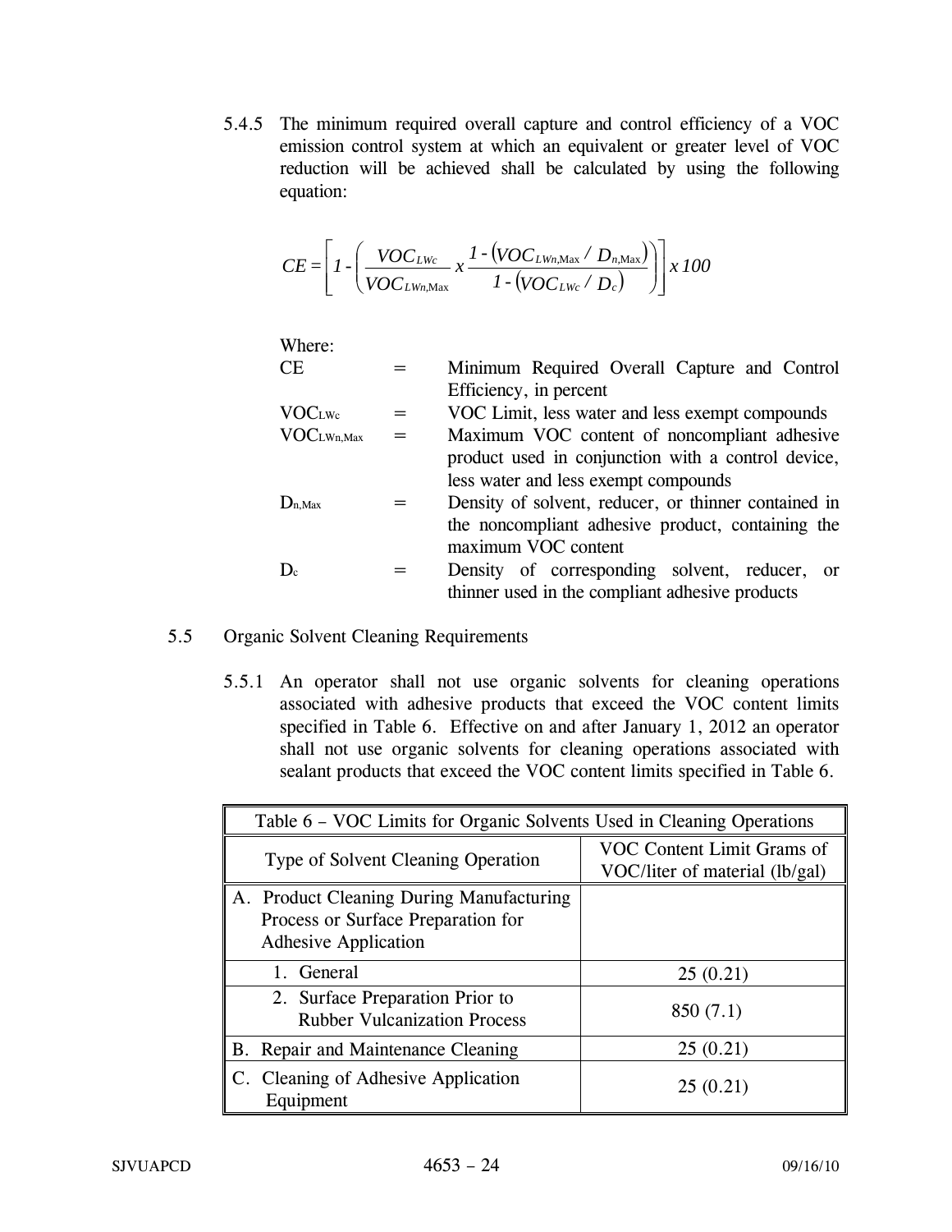5.4.5 The minimum required overall capture and control efficiency of a VOC emission control system at which an equivalent or greater level of VOC reduction will be achieved shall be calculated by using the following equation:

$$CE = \left[ 1 - \left( \frac{VOC_{LWc}}{VOC_{LWn,\text{Max}}} \; x \; \frac{1 - \left( VOC_{LWn,\text{Max}} / D_{n,\text{Max}} \right)}{1 - \left( VOC_{LWc} / D_c \right)} \right) \right] x \; 100$$

Where:

| | | |
|---|---|---|
| CE | = | Minimum Required Overall Capture and Control Efficiency, in percent |
| $VOC_{LWc}$ | = | VOC Limit, less water and less exempt compounds |
| $VOC_{LWn,Max}$ | = | Maximum VOC content of noncompliant adhesive product used in conjunction with a control device, less water and less exempt compounds |
| $D_{n,Max}$ | = | Density of solvent, reducer, or thinner contained in the noncompliant adhesive product, containing the maximum VOC content |
| $D_c$ | = | Density of corresponding solvent, reducer, or thinner used in the compliant adhesive products |

5.5 Organic Solvent Cleaning Requirements

5.5.1 An operator shall not use organic solvents for cleaning operations associated with adhesive products that exceed the VOC content limits specified in Table 6. Effective on and after January 1, 2012 an operator shall not use organic solvents for cleaning operations associated with sealant products that exceed the VOC content limits specified in Table 6.

Table 6 – VOC Limits for Organic Solvents Used in Cleaning Operations

| Type of Solvent Cleaning Operation | VOC Content Limit Grams of VOC/liter of material (lb/gal) |
|---|---|
| A. Product Cleaning During Manufacturing Process or Surface Preparation for Adhesive Application | |
| 1. General | 25 (0.21) |
| 2. Surface Preparation Prior to Rubber Vulcanization Process | 850 (7.1) |
| B. Repair and Maintenance Cleaning | 25 (0.21) |
| C. Cleaning of Adhesive Application Equipment | 25 (0.21) |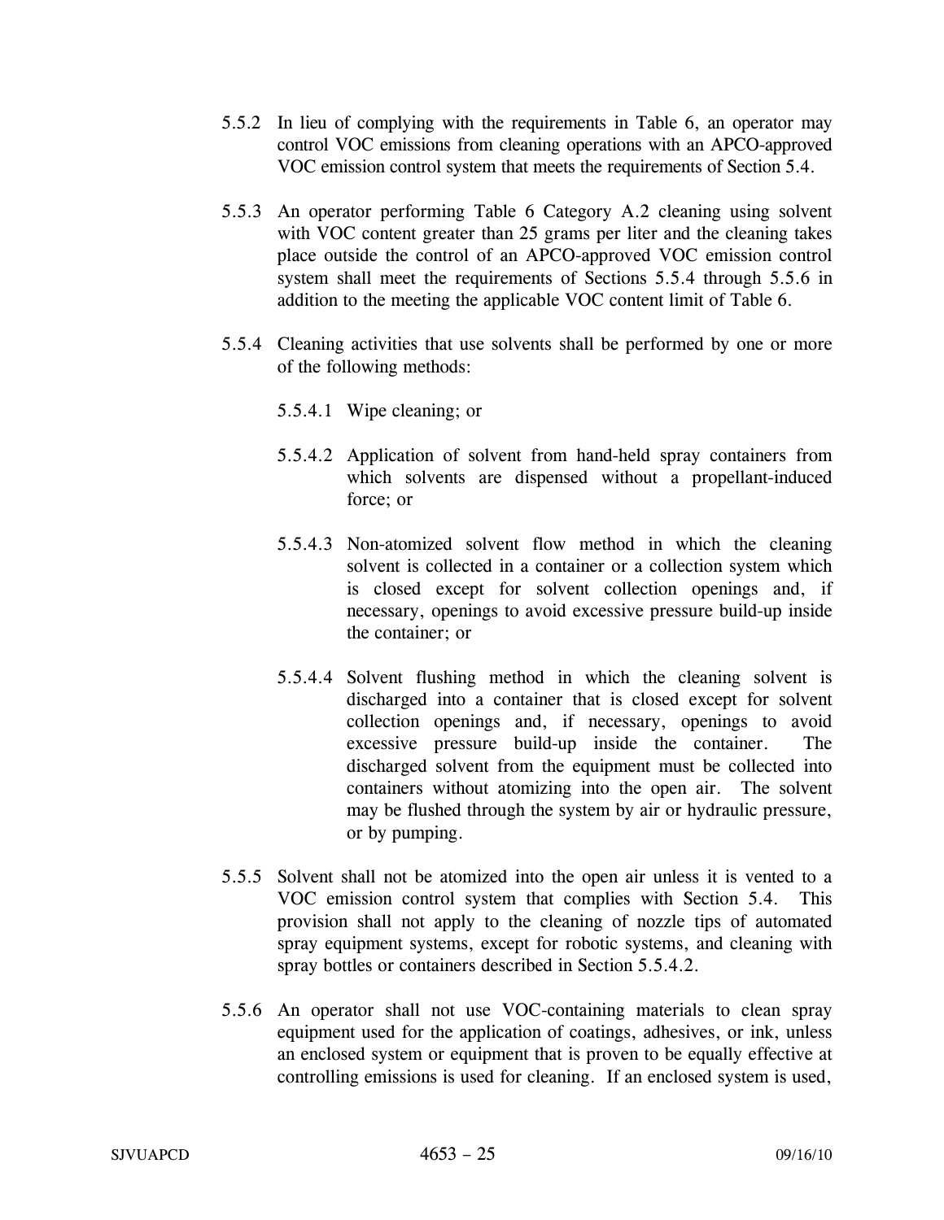5.5.2 In lieu of complying with the requirements in Table 6, an operator may control VOC emissions from cleaning operations with an APCO-approved VOC emission control system that meets the requirements of Section 5.4.

5.5.3 An operator performing Table 6 Category A.2 cleaning using solvent with VOC content greater than 25 grams per liter and the cleaning takes place outside the control of an APCO-approved VOC emission control system shall meet the requirements of Sections 5.5.4 through 5.5.6 in addition to the meeting the applicable VOC content limit of Table 6.

5.5.4 Cleaning activities that use solvents shall be performed by one or more of the following methods:

5.5.4.1 Wipe cleaning; or

5.5.4.2 Application of solvent from hand-held spray containers from which solvents are dispensed without a propellant-induced force; or

5.5.4.3 Non-atomized solvent flow method in which the cleaning solvent is collected in a container or a collection system which is closed except for solvent collection openings and, if necessary, openings to avoid excessive pressure build-up inside the container; or

5.5.4.4 Solvent flushing method in which the cleaning solvent is discharged into a container that is closed except for solvent collection openings and, if necessary, openings to avoid excessive pressure build-up inside the container. The discharged solvent from the equipment must be collected into containers without atomizing into the open air. The solvent may be flushed through the system by air or hydraulic pressure, or by pumping.

5.5.5 Solvent shall not be atomized into the open air unless it is vented to a VOC emission control system that complies with Section 5.4. This provision shall not apply to the cleaning of nozzle tips of automated spray equipment systems, except for robotic systems, and cleaning with spray bottles or containers described in Section 5.5.4.2.

5.5.6 An operator shall not use VOC-containing materials to clean spray equipment used for the application of coatings, adhesives, or ink, unless an enclosed system or equipment that is proven to be equally effective at controlling emissions is used for cleaning. If an enclosed system is used,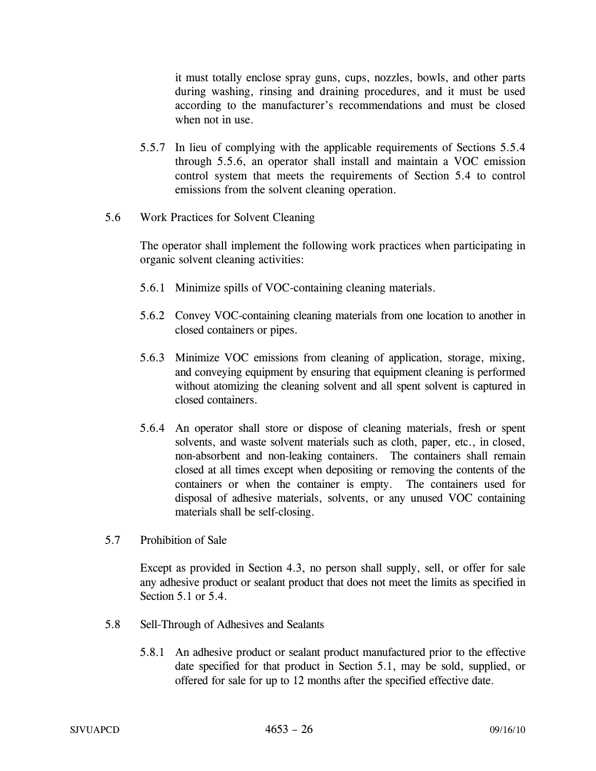it must totally enclose spray guns, cups, nozzles, bowls, and other parts during washing, rinsing and draining procedures, and it must be used according to the manufacturer's recommendations and must be closed when not in use.

5.5.7 In lieu of complying with the applicable requirements of Sections 5.5.4 through 5.5.6, an operator shall install and maintain a VOC emission control system that meets the requirements of Section 5.4 to control emissions from the solvent cleaning operation.

5.6 Work Practices for Solvent Cleaning

The operator shall implement the following work practices when participating in organic solvent cleaning activities:

5.6.1 Minimize spills of VOC-containing cleaning materials.

5.6.2 Convey VOC-containing cleaning materials from one location to another in closed containers or pipes.

5.6.3 Minimize VOC emissions from cleaning of application, storage, mixing, and conveying equipment by ensuring that equipment cleaning is performed without atomizing the cleaning solvent and all spent solvent is captured in closed containers.

5.6.4 An operator shall store or dispose of cleaning materials, fresh or spent solvents, and waste solvent materials such as cloth, paper, etc., in closed, non-absorbent and non-leaking containers. The containers shall remain closed at all times except when depositing or removing the contents of the containers or when the container is empty. The containers used for disposal of adhesive materials, solvents, or any unused VOC containing materials shall be self-closing.

5.7 Prohibition of Sale

Except as provided in Section 4.3, no person shall supply, sell, or offer for sale any adhesive product or sealant product that does not meet the limits as specified in Section 5.1 or 5.4.

5.8 Sell-Through of Adhesives and Sealants

5.8.1 An adhesive product or sealant product manufactured prior to the effective date specified for that product in Section 5.1, may be sold, supplied, or offered for sale for up to 12 months after the specified effective date.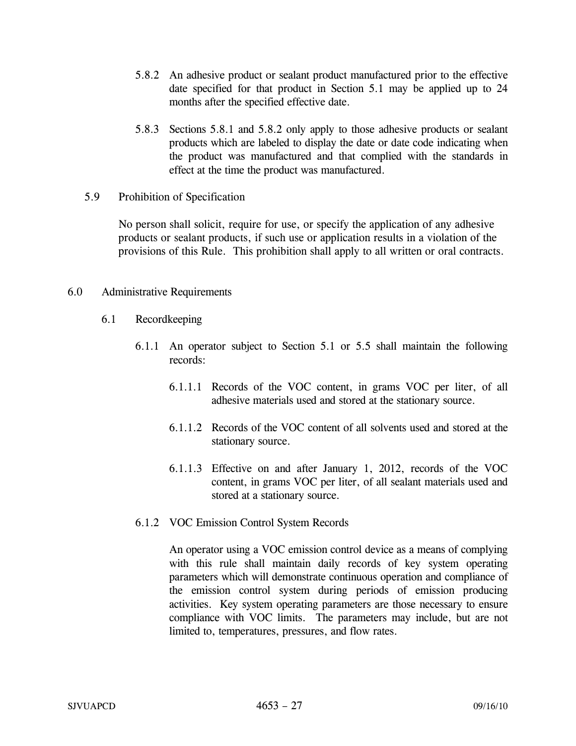5.8.2 An adhesive product or sealant product manufactured prior to the effective date specified for that product in Section 5.1 may be applied up to 24 months after the specified effective date.

5.8.3 Sections 5.8.1 and 5.8.2 only apply to those adhesive products or sealant products which are labeled to display the date or date code indicating when the product was manufactured and that complied with the standards in effect at the time the product was manufactured.

5.9 Prohibition of Specification

No person shall solicit, require for use, or specify the application of any adhesive products or sealant products, if such use or application results in a violation of the provisions of this Rule. This prohibition shall apply to all written or oral contracts.

## 6.0 Administrative Requirements

### 6.1 Recordkeeping

6.1.1 An operator subject to Section 5.1 or 5.5 shall maintain the following records:

6.1.1.1 Records of the VOC content, in grams VOC per liter, of all adhesive materials used and stored at the stationary source.

6.1.1.2 Records of the VOC content of all solvents used and stored at the stationary source.

6.1.1.3 Effective on and after January 1, 2012, records of the VOC content, in grams VOC per liter, of all sealant materials used and stored at a stationary source.

6.1.2 VOC Emission Control System Records

An operator using a VOC emission control device as a means of complying with this rule shall maintain daily records of key system operating parameters which will demonstrate continuous operation and compliance of the emission control system during periods of emission producing activities. Key system operating parameters are those necessary to ensure compliance with VOC limits. The parameters may include, but are not limited to, temperatures, pressures, and flow rates.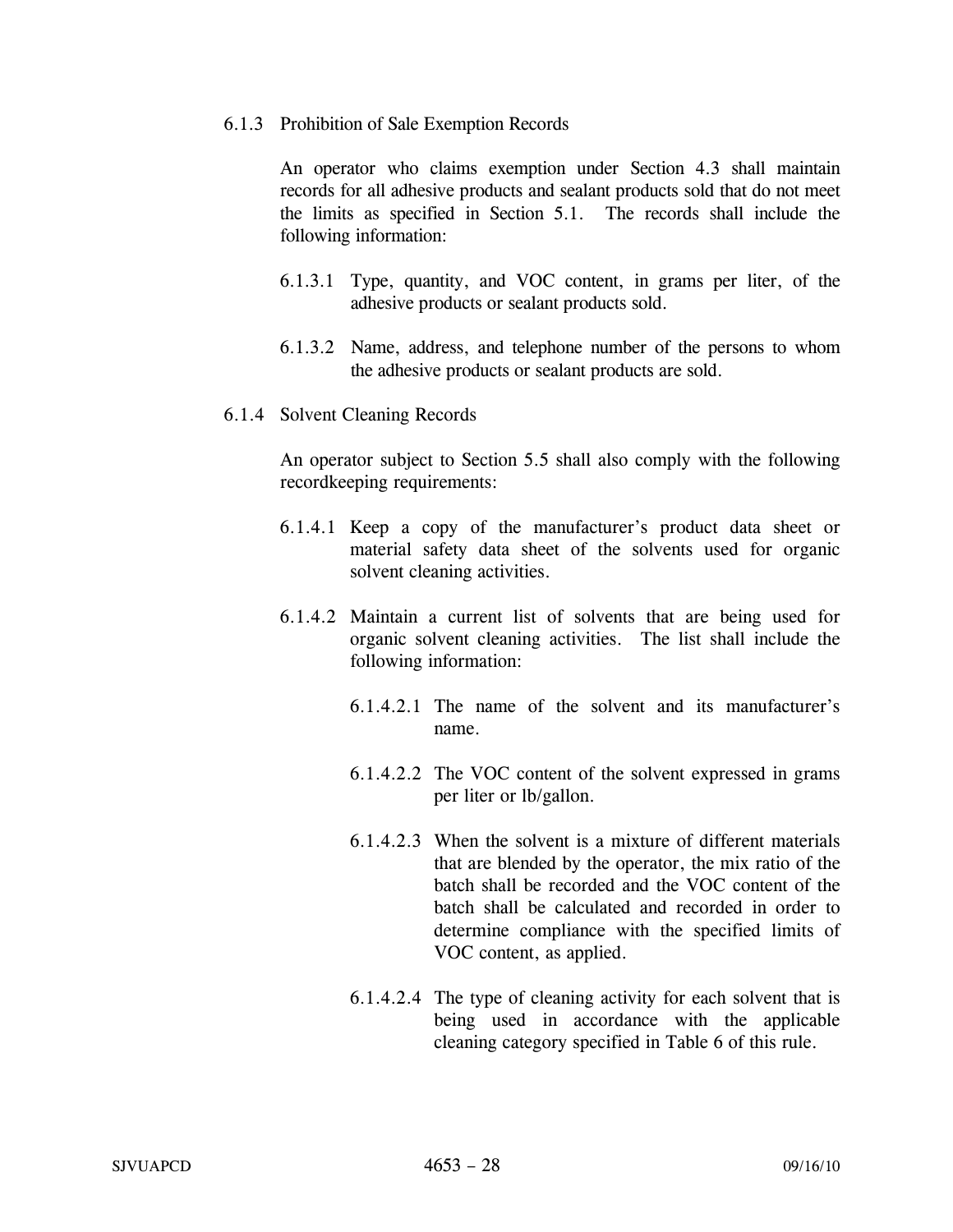6.1.3 Prohibition of Sale Exemption Records

An operator who claims exemption under Section 4.3 shall maintain records for all adhesive products and sealant products sold that do not meet the limits as specified in Section 5.1. The records shall include the following information:

6.1.3.1 Type, quantity, and VOC content, in grams per liter, of the adhesive products or sealant products sold.

6.1.3.2 Name, address, and telephone number of the persons to whom the adhesive products or sealant products are sold.

6.1.4 Solvent Cleaning Records

An operator subject to Section 5.5 shall also comply with the following recordkeeping requirements:

6.1.4.1 Keep a copy of the manufacturer's product data sheet or material safety data sheet of the solvents used for organic solvent cleaning activities.

6.1.4.2 Maintain a current list of solvents that are being used for organic solvent cleaning activities. The list shall include the following information:

6.1.4.2.1 The name of the solvent and its manufacturer's name.

6.1.4.2.2 The VOC content of the solvent expressed in grams per liter or lb/gallon.

6.1.4.2.3 When the solvent is a mixture of different materials that are blended by the operator, the mix ratio of the batch shall be recorded and the VOC content of the batch shall be calculated and recorded in order to determine compliance with the specified limits of VOC content, as applied.

6.1.4.2.4 The type of cleaning activity for each solvent that is being used in accordance with the applicable cleaning category specified in Table 6 of this rule.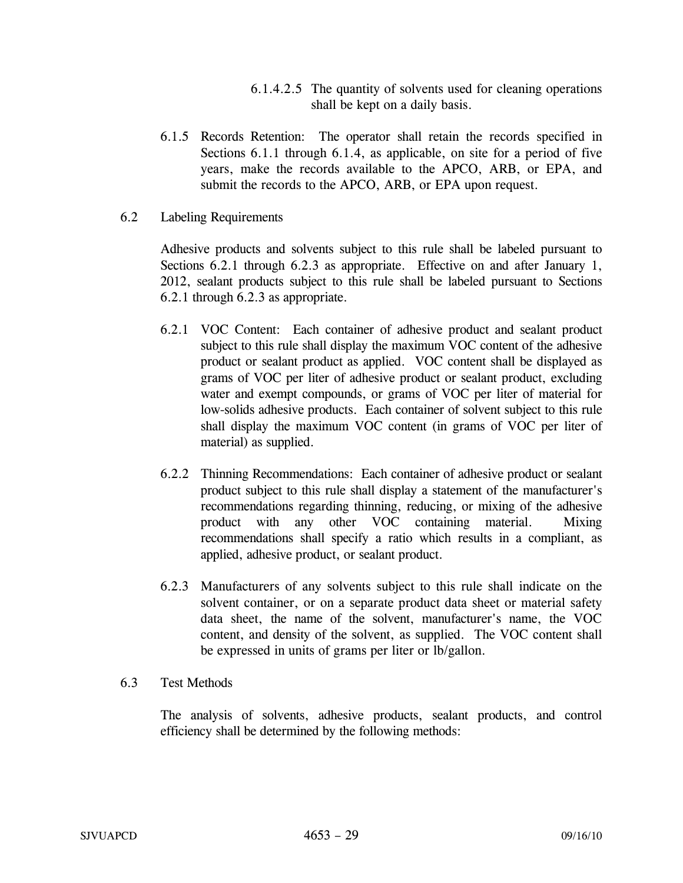6.1.4.2.5 The quantity of solvents used for cleaning operations shall be kept on a daily basis.

6.1.5 Records Retention: The operator shall retain the records specified in Sections 6.1.1 through 6.1.4, as applicable, on site for a period of five years, make the records available to the APCO, ARB, or EPA, and submit the records to the APCO, ARB, or EPA upon request.

6.2 Labeling Requirements

Adhesive products and solvents subject to this rule shall be labeled pursuant to Sections 6.2.1 through 6.2.3 as appropriate. Effective on and after January 1, 2012, sealant products subject to this rule shall be labeled pursuant to Sections 6.2.1 through 6.2.3 as appropriate.

6.2.1 VOC Content: Each container of adhesive product and sealant product subject to this rule shall display the maximum VOC content of the adhesive product or sealant product as applied. VOC content shall be displayed as grams of VOC per liter of adhesive product or sealant product, excluding water and exempt compounds, or grams of VOC per liter of material for low-solids adhesive products. Each container of solvent subject to this rule shall display the maximum VOC content (in grams of VOC per liter of material) as supplied.

6.2.2 Thinning Recommendations: Each container of adhesive product or sealant product subject to this rule shall display a statement of the manufacturer's recommendations regarding thinning, reducing, or mixing of the adhesive product with any other VOC containing material. Mixing recommendations shall specify a ratio which results in a compliant, as applied, adhesive product, or sealant product.

6.2.3 Manufacturers of any solvents subject to this rule shall indicate on the solvent container, or on a separate product data sheet or material safety data sheet, the name of the solvent, manufacturer's name, the VOC content, and density of the solvent, as supplied. The VOC content shall be expressed in units of grams per liter or lb/gallon.

6.3 Test Methods

The analysis of solvents, adhesive products, sealant products, and control efficiency shall be determined by the following methods: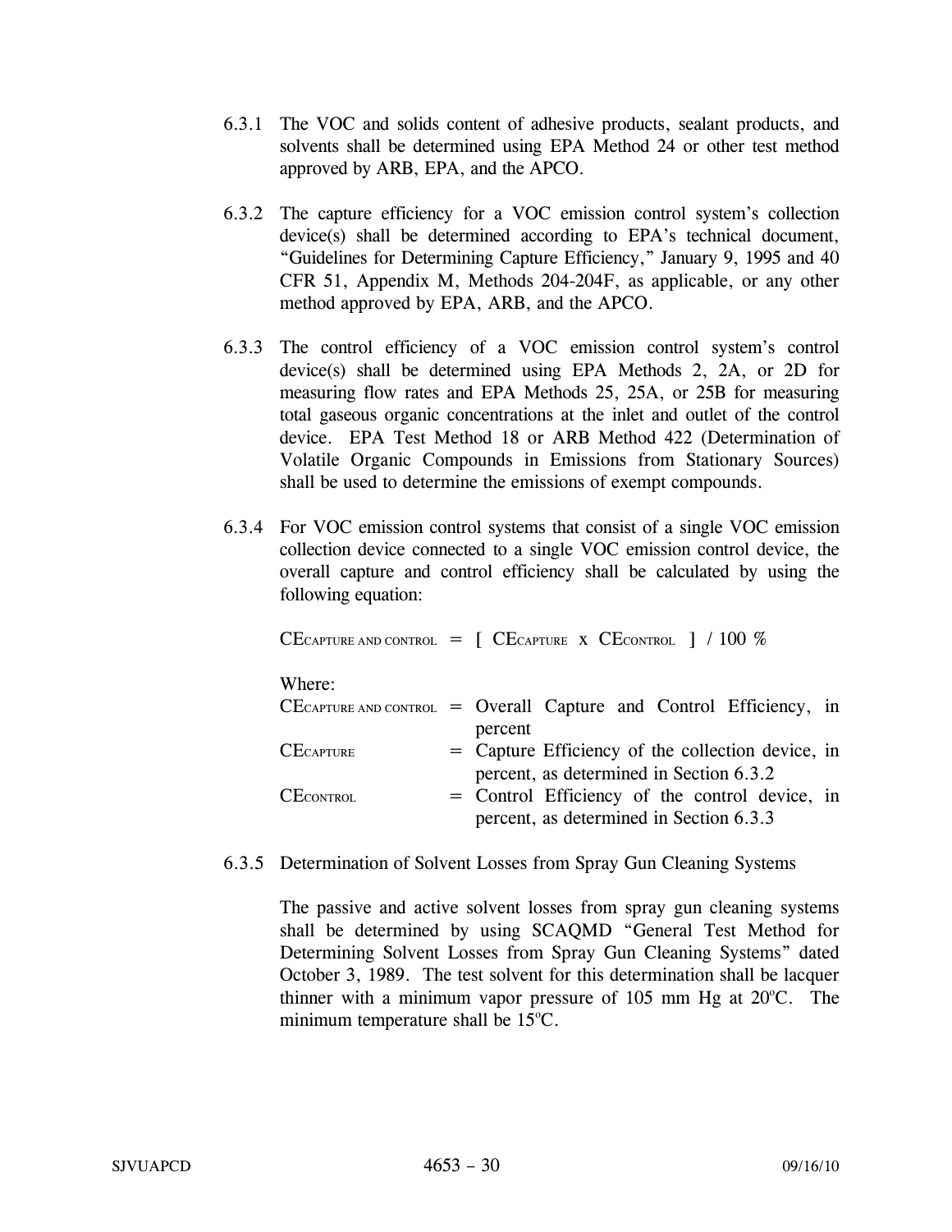6.3.1 The VOC and solids content of adhesive products, sealant products, and solvents shall be determined using EPA Method 24 or other test method approved by ARB, EPA, and the APCO.

6.3.2 The capture efficiency for a VOC emission control system's collection device(s) shall be determined according to EPA's technical document, "Guidelines for Determining Capture Efficiency," January 9, 1995 and 40 CFR 51, Appendix M, Methods 204-204F, as applicable, or any other method approved by EPA, ARB, and the APCO.

6.3.3 The control efficiency of a VOC emission control system's control device(s) shall be determined using EPA Methods 2, 2A, or 2D for measuring flow rates and EPA Methods 25, 25A, or 25B for measuring total gaseous organic concentrations at the inlet and outlet of the control device. EPA Test Method 18 or ARB Method 422 (Determination of Volatile Organic Compounds in Emissions from Stationary Sources) shall be used to determine the emissions of exempt compounds.

6.3.4 For VOC emission control systems that consist of a single VOC emission collection device connected to a single VOC emission control device, the overall capture and control efficiency shall be calculated by using the following equation:

$$CE_{\text{CAPTURE AND CONTROL}} = [\ CE_{\text{CAPTURE}} \times CE_{\text{CONTROL}}\ ] \ / \ 100\ \%$$

Where:

$CE_{\text{CAPTURE AND CONTROL}}$ = Overall Capture and Control Efficiency, in percent

$CE_{\text{CAPTURE}}$ = Capture Efficiency of the collection device, in percent, as determined in Section 6.3.2

$CE_{\text{CONTROL}}$ = Control Efficiency of the control device, in percent, as determined in Section 6.3.3

6.3.5 Determination of Solvent Losses from Spray Gun Cleaning Systems

The passive and active solvent losses from spray gun cleaning systems shall be determined by using SCAQMD "General Test Method for Determining Solvent Losses from Spray Gun Cleaning Systems" dated October 3, 1989. The test solvent for this determination shall be lacquer thinner with a minimum vapor pressure of 105 mm Hg at 20°C. The minimum temperature shall be 15°C.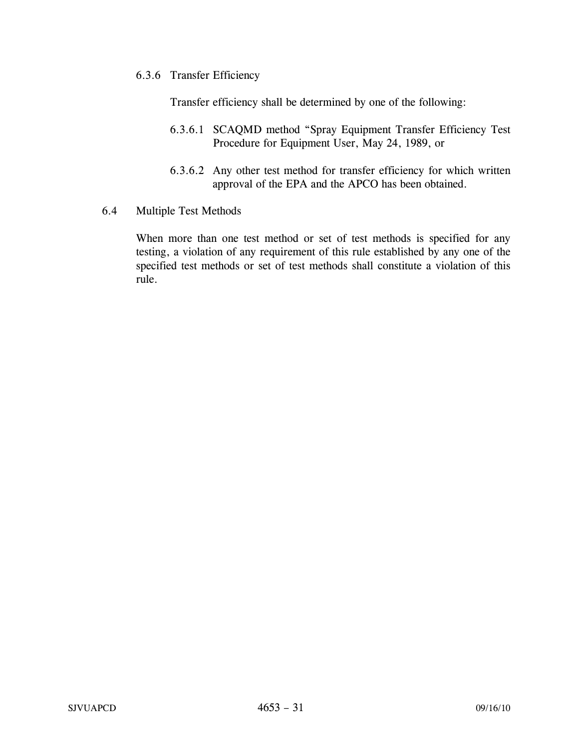6.3.6 Transfer Efficiency

Transfer efficiency shall be determined by one of the following:

6.3.6.1 SCAQMD method "Spray Equipment Transfer Efficiency Test Procedure for Equipment User, May 24, 1989, or

6.3.6.2 Any other test method for transfer efficiency for which written approval of the EPA and the APCO has been obtained.

6.4 Multiple Test Methods

When more than one test method or set of test methods is specified for any testing, a violation of any requirement of this rule established by any one of the specified test methods or set of test methods shall constitute a violation of this rule.